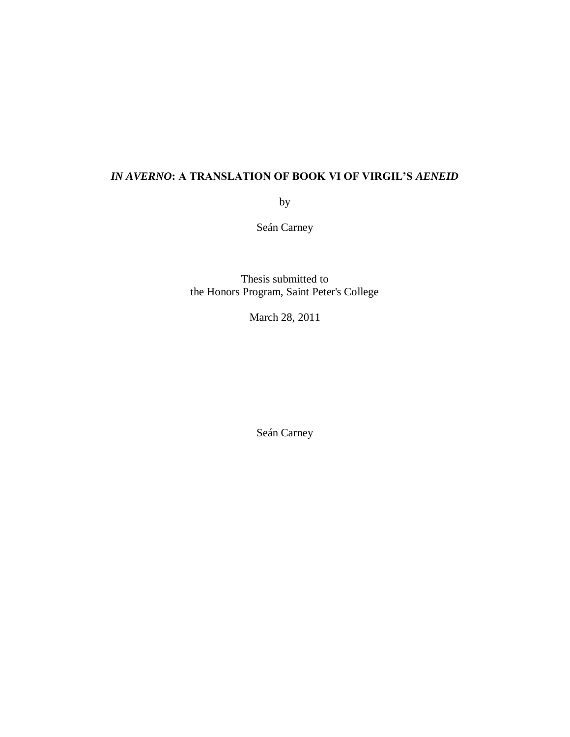# ***IN AVERNO*: A TRANSLATION OF BOOK VI OF VIRGIL'S *AENEID***

by

Seán Carney

Thesis submitted to
the Honors Program, Saint Peter's College

March 28, 2011

Seán Carney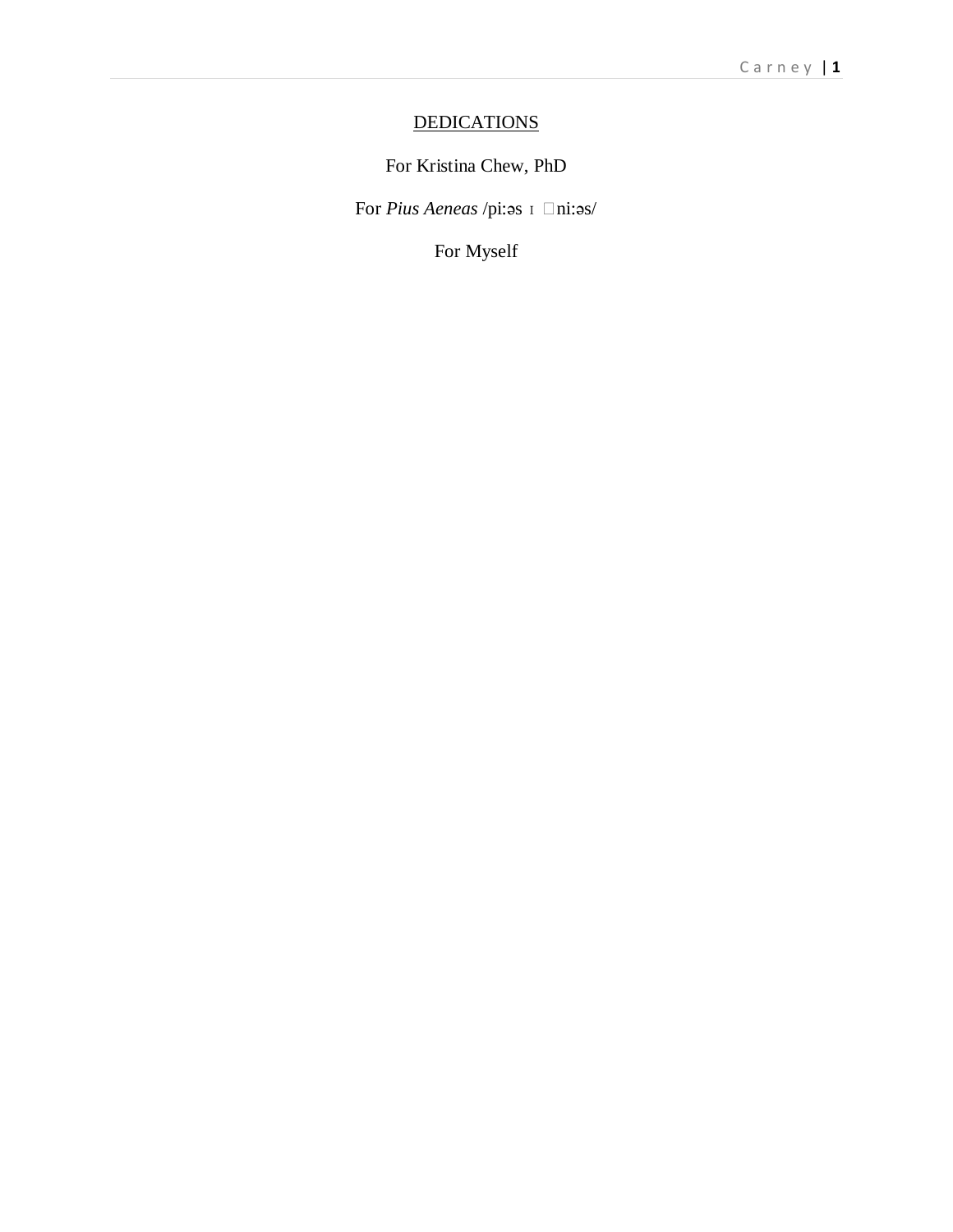# DEDICATIONS

For Kristina Chew, PhD

For *Pius Aeneas* /pi:əs ɪ ˈni:əs/

For Myself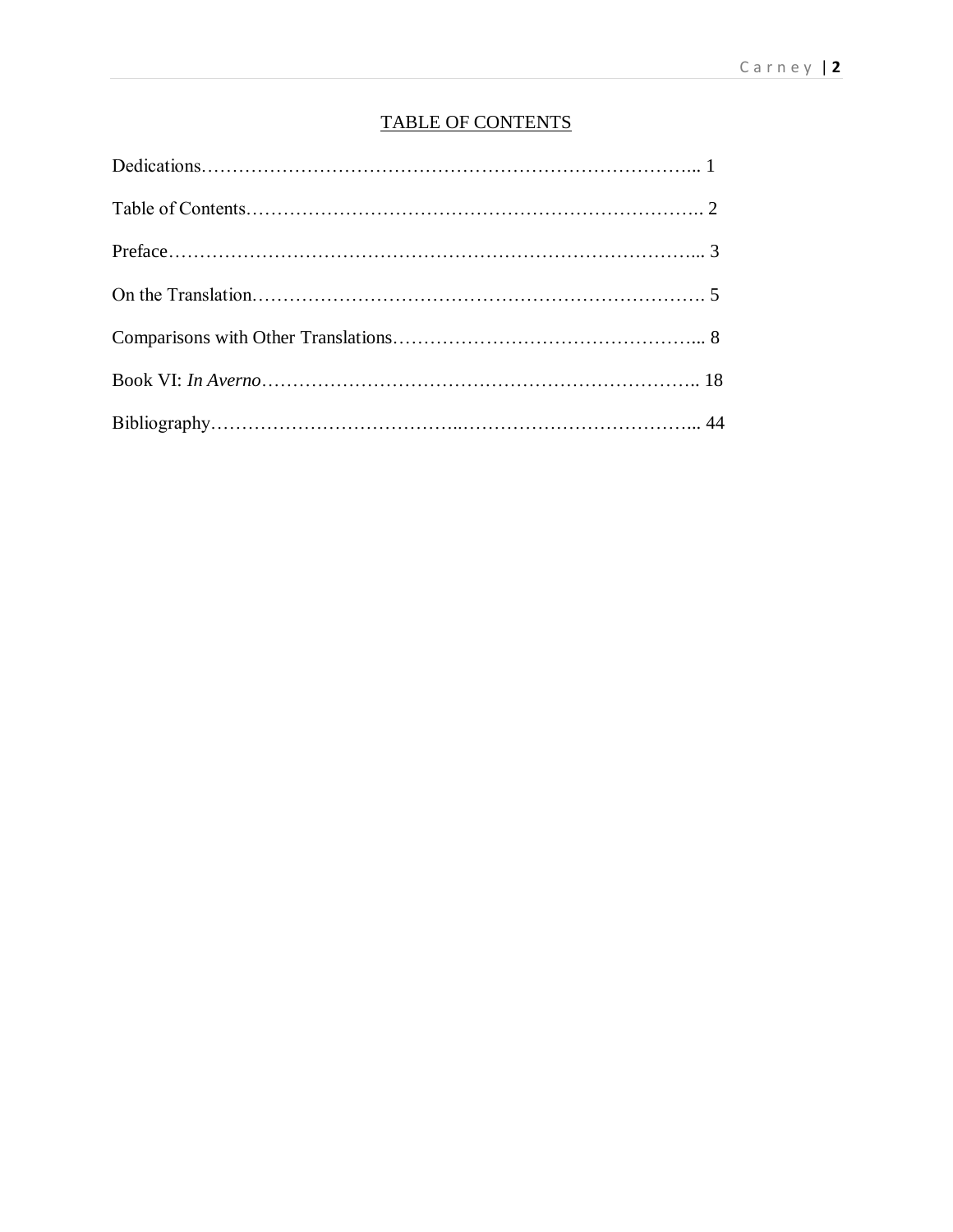# TABLE OF CONTENTS

Dedications………………………………………………………………………….. 1

Table of Contents………………………………………………………………….. 2

Preface……………………………………………………………………………... 3

On the Translation…………………………….…………….…………….………. 5

Comparisons with Other Translations…………………………………………... 8

Book VI: *In Averno*……………………………………………………………….. 18

Bibliography………………………………..………………………………... 44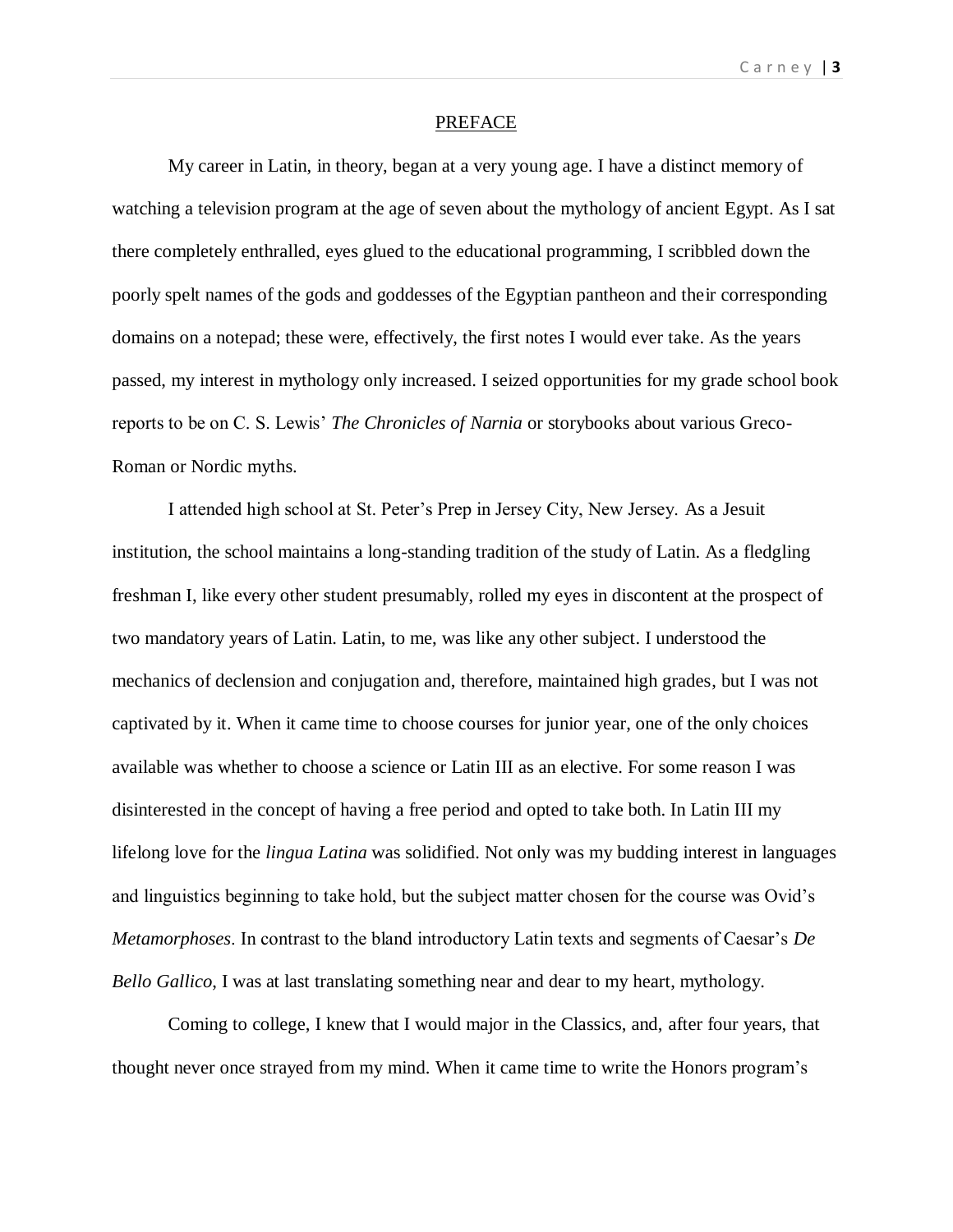## PREFACE

My career in Latin, in theory, began at a very young age. I have a distinct memory of watching a television program at the age of seven about the mythology of ancient Egypt. As I sat there completely enthralled, eyes glued to the educational programming, I scribbled down the poorly spelt names of the gods and goddesses of the Egyptian pantheon and their corresponding domains on a notepad; these were, effectively, the first notes I would ever take. As the years passed, my interest in mythology only increased. I seized opportunities for my grade school book reports to be on C. S. Lewis' *The Chronicles of Narnia* or storybooks about various Greco-Roman or Nordic myths.

I attended high school at St. Peter's Prep in Jersey City, New Jersey. As a Jesuit institution, the school maintains a long-standing tradition of the study of Latin. As a fledgling freshman I, like every other student presumably, rolled my eyes in discontent at the prospect of two mandatory years of Latin. Latin, to me, was like any other subject. I understood the mechanics of declension and conjugation and, therefore, maintained high grades, but I was not captivated by it. When it came time to choose courses for junior year, one of the only choices available was whether to choose a science or Latin III as an elective. For some reason I was disinterested in the concept of having a free period and opted to take both. In Latin III my lifelong love for the *lingua Latina* was solidified. Not only was my budding interest in languages and linguistics beginning to take hold, but the subject matter chosen for the course was Ovid's *Metamorphoses*. In contrast to the bland introductory Latin texts and segments of Caesar's *De Bello Gallico*, I was at last translating something near and dear to my heart, mythology.

Coming to college, I knew that I would major in the Classics, and, after four years, that thought never once strayed from my mind. When it came time to write the Honors program's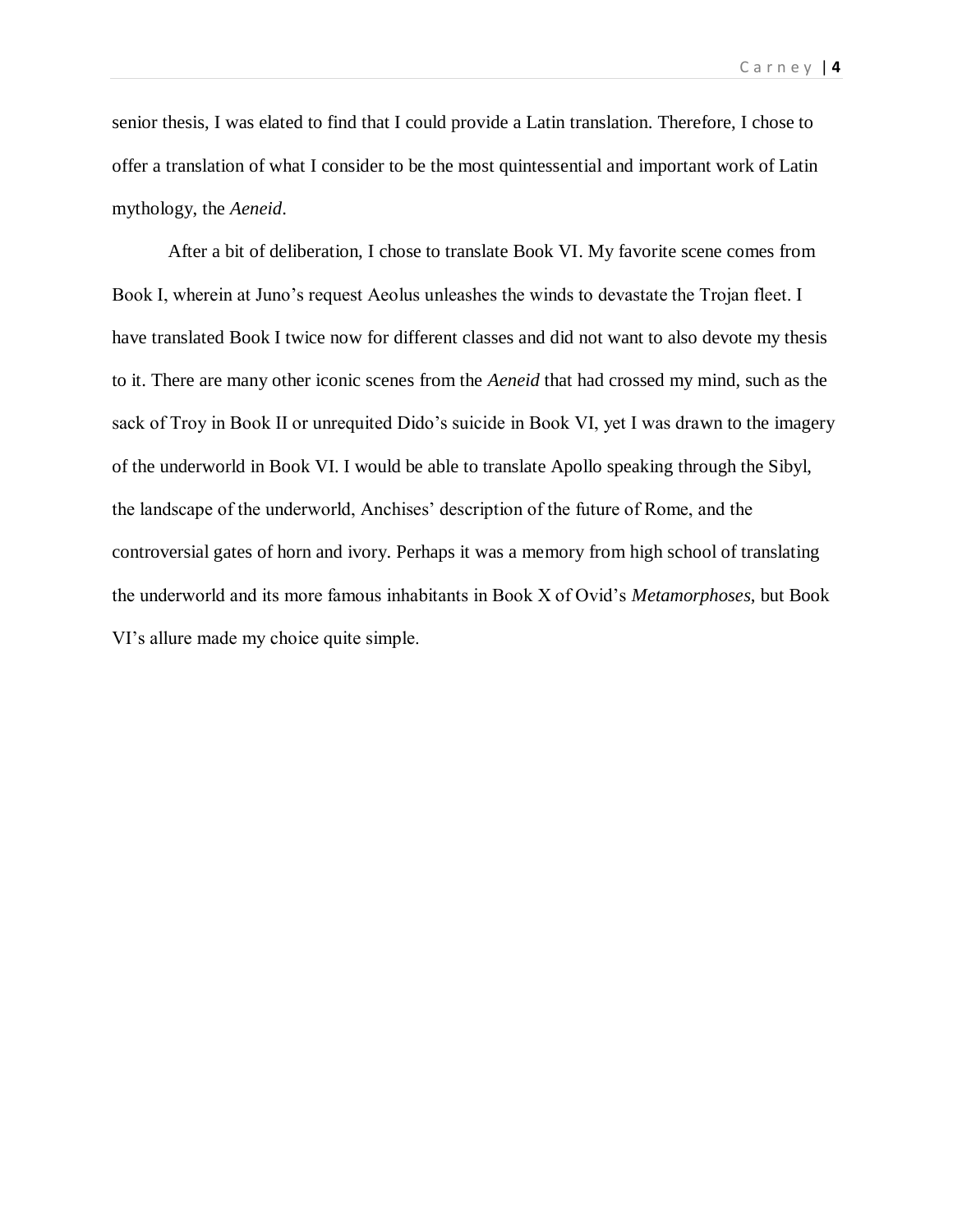senior thesis, I was elated to find that I could provide a Latin translation. Therefore, I chose to offer a translation of what I consider to be the most quintessential and important work of Latin mythology, the *Aeneid*.

After a bit of deliberation, I chose to translate Book VI. My favorite scene comes from Book I, wherein at Juno's request Aeolus unleashes the winds to devastate the Trojan fleet. I have translated Book I twice now for different classes and did not want to also devote my thesis to it. There are many other iconic scenes from the *Aeneid* that had crossed my mind, such as the sack of Troy in Book II or unrequited Dido's suicide in Book VI, yet I was drawn to the imagery of the underworld in Book VI. I would be able to translate Apollo speaking through the Sibyl, the landscape of the underworld, Anchises' description of the future of Rome, and the controversial gates of horn and ivory. Perhaps it was a memory from high school of translating the underworld and its more famous inhabitants in Book X of Ovid's *Metamorphoses*, but Book VI's allure made my choice quite simple.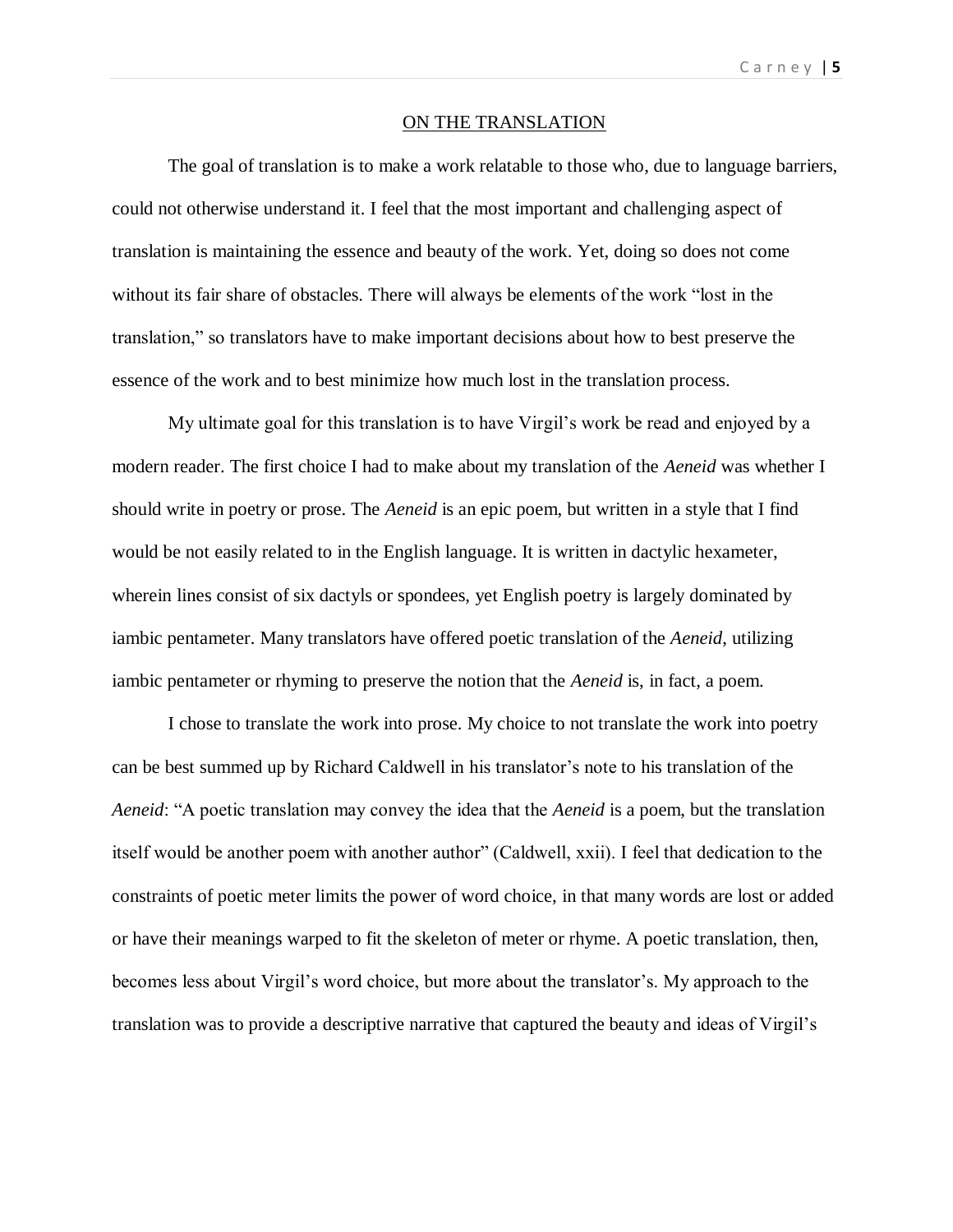## ON THE TRANSLATION

The goal of translation is to make a work relatable to those who, due to language barriers, could not otherwise understand it. I feel that the most important and challenging aspect of translation is maintaining the essence and beauty of the work. Yet, doing so does not come without its fair share of obstacles. There will always be elements of the work "lost in the translation," so translators have to make important decisions about how to best preserve the essence of the work and to best minimize how much lost in the translation process.

My ultimate goal for this translation is to have Virgil's work be read and enjoyed by a modern reader. The first choice I had to make about my translation of the *Aeneid* was whether I should write in poetry or prose. The *Aeneid* is an epic poem, but written in a style that I find would be not easily related to in the English language. It is written in dactylic hexameter, wherein lines consist of six dactyls or spondees, yet English poetry is largely dominated by iambic pentameter. Many translators have offered poetic translation of the *Aeneid*, utilizing iambic pentameter or rhyming to preserve the notion that the *Aeneid* is, in fact, a poem.

I chose to translate the work into prose. My choice to not translate the work into poetry can be best summed up by Richard Caldwell in his translator's note to his translation of the *Aeneid*: "A poetic translation may convey the idea that the *Aeneid* is a poem, but the translation itself would be another poem with another author" (Caldwell, xxii). I feel that dedication to the constraints of poetic meter limits the power of word choice, in that many words are lost or added or have their meanings warped to fit the skeleton of meter or rhyme. A poetic translation, then, becomes less about Virgil's word choice, but more about the translator's. My approach to the translation was to provide a descriptive narrative that captured the beauty and ideas of Virgil's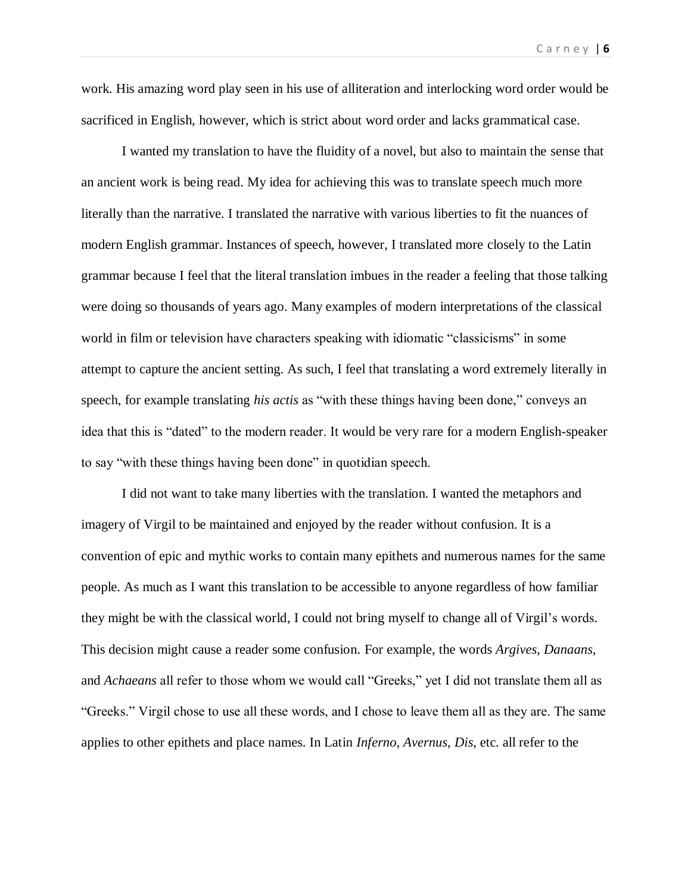work. His amazing word play seen in his use of alliteration and interlocking word order would be sacrificed in English, however, which is strict about word order and lacks grammatical case.

I wanted my translation to have the fluidity of a novel, but also to maintain the sense that an ancient work is being read. My idea for achieving this was to translate speech much more literally than the narrative. I translated the narrative with various liberties to fit the nuances of modern English grammar. Instances of speech, however, I translated more closely to the Latin grammar because I feel that the literal translation imbues in the reader a feeling that those talking were doing so thousands of years ago. Many examples of modern interpretations of the classical world in film or television have characters speaking with idiomatic "classicisms" in some attempt to capture the ancient setting. As such, I feel that translating a word extremely literally in speech, for example translating *his actis* as "with these things having been done," conveys an idea that this is "dated" to the modern reader. It would be very rare for a modern English-speaker to say "with these things having been done" in quotidian speech.

I did not want to take many liberties with the translation. I wanted the metaphors and imagery of Virgil to be maintained and enjoyed by the reader without confusion. It is a convention of epic and mythic works to contain many epithets and numerous names for the same people. As much as I want this translation to be accessible to anyone regardless of how familiar they might be with the classical world, I could not bring myself to change all of Virgil's words. This decision might cause a reader some confusion. For example, the words *Argives*, *Danaans*, and *Achaeans* all refer to those whom we would call "Greeks," yet I did not translate them all as "Greeks." Virgil chose to use all these words, and I chose to leave them all as they are. The same applies to other epithets and place names. In Latin *Inferno*, *Avernus*, *Dis*, etc. all refer to the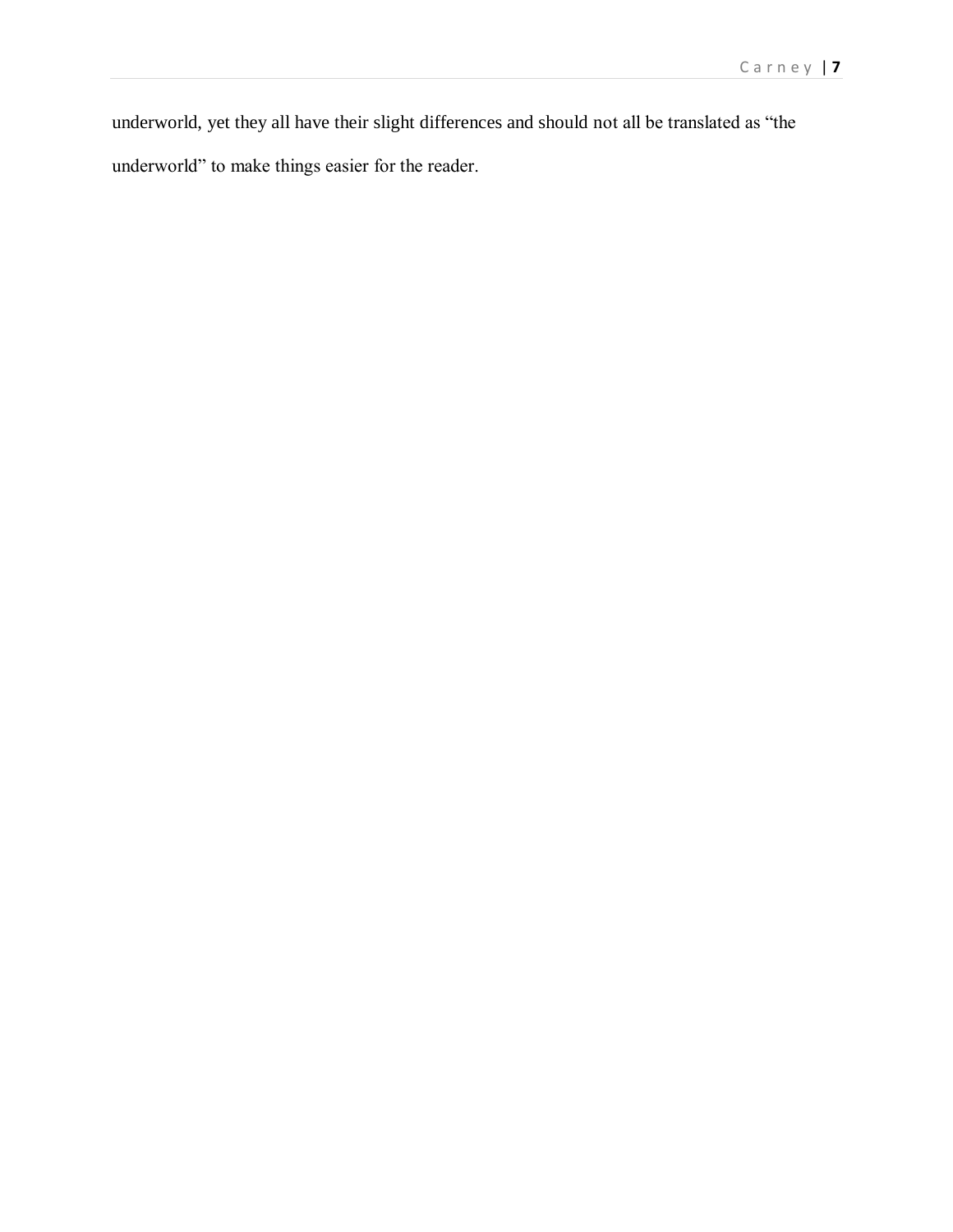underworld, yet they all have their slight differences and should not all be translated as "the underworld" to make things easier for the reader.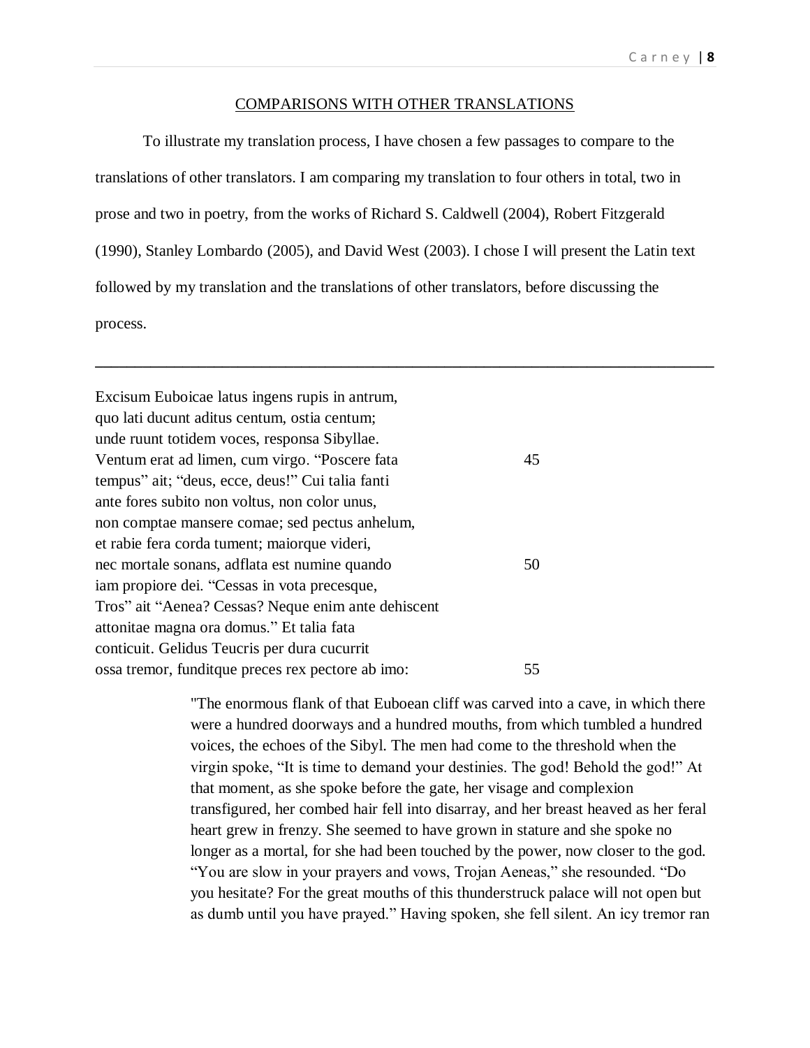## COMPARISONS WITH OTHER TRANSLATIONS

To illustrate my translation process, I have chosen a few passages to compare to the translations of other translators. I am comparing my translation to four others in total, two in prose and two in poetry, from the works of Richard S. Caldwell (2004), Robert Fitzgerald (1990), Stanley Lombardo (2005), and David West (2003). I chose I will present the Latin text followed by my translation and the translations of other translators, before discussing the process.

---

Excisum Euboicae latus ingens rupis in antrum,  
quo lati ducunt aditus centum, ostia centum;  
unde ruunt totidem voces, responsa Sibyllae.  
Ventum erat ad limen, cum virgo. "Poscere fata 45  
tempus" ait; "deus, ecce, deus!" Cui talia fanti  
ante fores subito non voltus, non color unus,  
non comptae mansere comae; sed pectus anhelum,  
et rabie fera corda tument; maiorque videri,  
nec mortale sonans, adflata est numine quando 50  
iam propiore dei. "Cessas in vota precesque,  
Tros" ait "Aenea? Cessas? Neque enim ante dehiscent  
attonitae magna ora domus." Et talia fata  
conticuit. Gelidus Teucris per dura cucurrit  
ossa tremor, funditque preces rex pectore ab imo: 55

> "The enormous flank of that Euboean cliff was carved into a cave, in which there were a hundred doorways and a hundred mouths, from which tumbled a hundred voices, the echoes of the Sibyl. The men had come to the threshold when the virgin spoke, "It is time to demand your destinies. The god! Behold the god!" At that moment, as she spoke before the gate, her visage and complexion transfigured, her combed hair fell into disarray, and her breast heaved as her feral heart grew in frenzy. She seemed to have grown in stature and she spoke no longer as a mortal, for she had been touched by the power, now closer to the god. "You are slow in your prayers and vows, Trojan Aeneas," she resounded. "Do you hesitate? For the great mouths of this thunderstruck palace will not open but as dumb until you have prayed." Having spoken, she fell silent. An icy tremor ran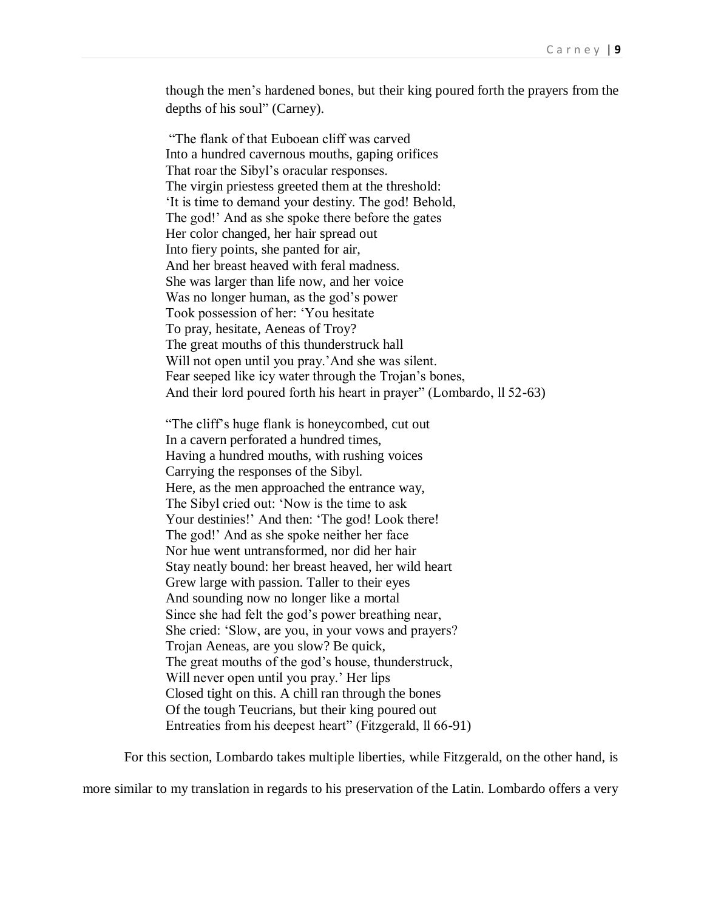though the men's hardened bones, but their king poured forth the prayers from the depths of his soul" (Carney).

> "The flank of that Euboean cliff was carved
> Into a hundred cavernous mouths, gaping orifices
> That roar the Sibyl's oracular responses.
> The virgin priestess greeted them at the threshold:
> 'It is time to demand your destiny. The god! Behold,
> The god!' And as she spoke there before the gates
> Her color changed, her hair spread out
> Into fiery points, she panted for air,
> And her breast heaved with feral madness.
> She was larger than life now, and her voice
> Was no longer human, as the god's power
> Took possession of her: 'You hesitate
> To pray, hesitate, Aeneas of Troy?
> The great mouths of this thunderstruck hall
> Will not open until you pray.'And she was silent.
> Fear seeped like icy water through the Trojan's bones,
> And their lord poured forth his heart in prayer" (Lombardo, ll 52-63)

> "The cliff's huge flank is honeycombed, cut out
> In a cavern perforated a hundred times,
> Having a hundred mouths, with rushing voices
> Carrying the responses of the Sibyl.
> Here, as the men approached the entrance way,
> The Sibyl cried out: 'Now is the time to ask
> Your destinies!' And then: 'The god! Look there!
> The god!' And as she spoke neither her face
> Nor hue went untransformed, nor did her hair
> Stay neatly bound: her breast heaved, her wild heart
> Grew large with passion. Taller to their eyes
> And sounding now no longer like a mortal
> Since she had felt the god's power breathing near,
> She cried: 'Slow, are you, in your vows and prayers?
> Trojan Aeneas, are you slow? Be quick,
> The great mouths of the god's house, thunderstruck,
> Will never open until you pray.' Her lips
> Closed tight on this. A chill ran through the bones
> Of the tough Teucrians, but their king poured out
> Entreaties from his deepest heart" (Fitzgerald, ll 66-91)

For this section, Lombardo takes multiple liberties, while Fitzgerald, on the other hand, is more similar to my translation in regards to his preservation of the Latin. Lombardo offers a very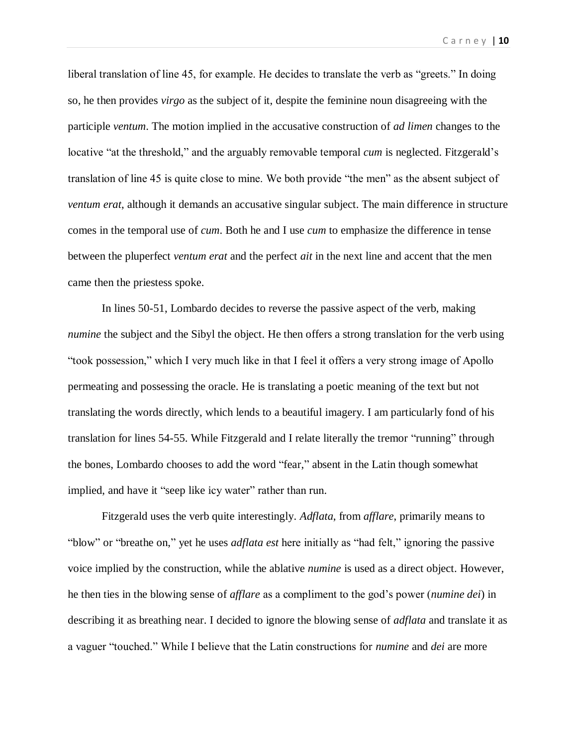liberal translation of line 45, for example. He decides to translate the verb as “greets.” In doing so, he then provides *virgo* as the subject of it, despite the feminine noun disagreeing with the participle *ventum*. The motion implied in the accusative construction of *ad limen* changes to the locative “at the threshold,” and the arguably removable temporal *cum* is neglected. Fitzgerald’s translation of line 45 is quite close to mine. We both provide “the men” as the absent subject of *ventum erat*, although it demands an accusative singular subject. The main difference in structure comes in the temporal use of *cum*. Both he and I use *cum* to emphasize the difference in tense between the pluperfect *ventum erat* and the perfect *ait* in the next line and accent that the men came then the priestess spoke.

In lines 50-51, Lombardo decides to reverse the passive aspect of the verb, making *numine* the subject and the Sibyl the object. He then offers a strong translation for the verb using “took possession,” which I very much like in that I feel it offers a very strong image of Apollo permeating and possessing the oracle. He is translating a poetic meaning of the text but not translating the words directly, which lends to a beautiful imagery. I am particularly fond of his translation for lines 54-55. While Fitzgerald and I relate literally the tremor “running” through the bones, Lombardo chooses to add the word “fear,” absent in the Latin though somewhat implied, and have it “seep like icy water” rather than run.

Fitzgerald uses the verb quite interestingly. *Adflata*, from *afflare*, primarily means to “blow” or “breathe on,” yet he uses *adflata est* here initially as “had felt,” ignoring the passive voice implied by the construction, while the ablative *numine* is used as a direct object. However, he then ties in the blowing sense of *afflare* as a compliment to the god’s power (*numine dei*) in describing it as breathing near. I decided to ignore the blowing sense of *adflata* and translate it as a vaguer “touched.” While I believe that the Latin constructions for *numine* and *dei* are more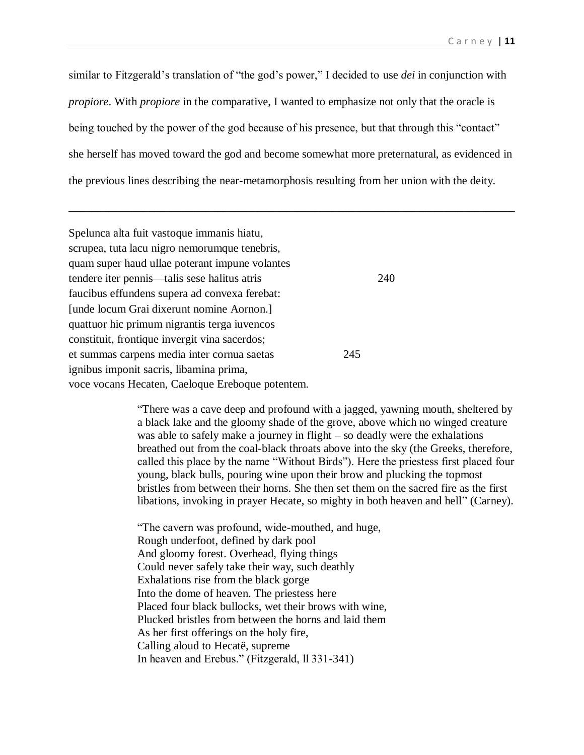similar to Fitzgerald's translation of "the god's power," I decided to use *dei* in conjunction with *propiore*. With *propiore* in the comparative, I wanted to emphasize not only that the oracle is being touched by the power of the god because of his presence, but that through this "contact" she herself has moved toward the god and become somewhat more preternatural, as evidenced in the previous lines describing the near-metamorphosis resulting from her union with the deity.

---

Spelunca alta fuit vastoque immanis hiatu,  
scrupea, tuta lacu nigro nemorumque tenebris,  
quam super haud ullae poterant impune volantes  
tendere iter pennis—talis sese halitus atris 240  
faucibus effundens supera ad convexa ferebat:  
[unde locum Grai dixerunt nomine Aornon.]  
quattuor hic primum nigrantis terga iuvencos  
constituit, frontique invergit vina sacerdos;  
et summas carpens media inter cornua saetas 245  
ignibus imponit sacris, libamina prima,  
voce vocans Hecaten, Caeloque Ereboque potentem.

> "There was a cave deep and profound with a jagged, yawning mouth, sheltered by a black lake and the gloomy shade of the grove, above which no winged creature was able to safely make a journey in flight – so deadly were the exhalations breathed out from the coal-black throats above into the sky (the Greeks, therefore, called this place by the name "Without Birds"). Here the priestess first placed four young, black bulls, pouring wine upon their brow and plucking the topmost bristles from between their horns. She then set them on the sacred fire as the first libations, invoking in prayer Hecate, so mighty in both heaven and hell" (Carney).
>
> "The cavern was profound, wide-mouthed, and huge,  
> Rough underfoot, defined by dark pool  
> And gloomy forest. Overhead, flying things  
> Could never safely take their way, such deathly  
> Exhalations rise from the black gorge  
> Into the dome of heaven. The priestess here  
> Placed four black bullocks, wet their brows with wine,  
> Plucked bristles from between the horns and laid them  
> As her first offerings on the holy fire,  
> Calling aloud to Hecatë, supreme  
> In heaven and Erebus." (Fitzgerald, ll 331-341)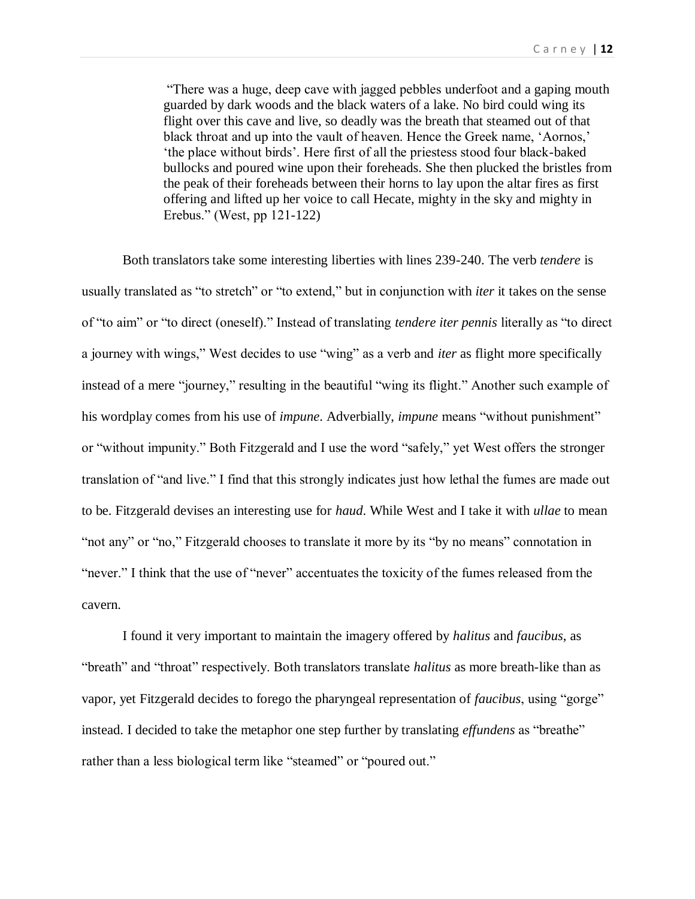> "There was a huge, deep cave with jagged pebbles underfoot and a gaping mouth guarded by dark woods and the black waters of a lake. No bird could wing its flight over this cave and live, so deadly was the breath that steamed out of that black throat and up into the vault of heaven. Hence the Greek name, 'Aornos,' 'the place without birds'. Here first of all the priestess stood four black-baked bullocks and poured wine upon their foreheads. She then plucked the bristles from the peak of their foreheads between their horns to lay upon the altar fires as first offering and lifted up her voice to call Hecate, mighty in the sky and mighty in Erebus." (West, pp 121-122)

Both translators take some interesting liberties with lines 239-240. The verb *tendere* is usually translated as "to stretch" or "to extend," but in conjunction with *iter* it takes on the sense of "to aim" or "to direct (oneself)." Instead of translating *tendere iter pennis* literally as "to direct a journey with wings," West decides to use "wing" as a verb and *iter* as flight more specifically instead of a mere "journey," resulting in the beautiful "wing its flight." Another such example of his wordplay comes from his use of *impune*. Adverbially, *impune* means "without punishment" or "without impunity." Both Fitzgerald and I use the word "safely," yet West offers the stronger translation of "and live." I find that this strongly indicates just how lethal the fumes are made out to be. Fitzgerald devises an interesting use for *haud*. While West and I take it with *ullae* to mean "not any" or "no," Fitzgerald chooses to translate it more by its "by no means" connotation in "never." I think that the use of "never" accentuates the toxicity of the fumes released from the cavern.

I found it very important to maintain the imagery offered by *halitus* and *faucibus*, as "breath" and "throat" respectively. Both translators translate *halitus* as more breath-like than as vapor, yet Fitzgerald decides to forego the pharyngeal representation of *faucibus*, using "gorge" instead. I decided to take the metaphor one step further by translating *effundens* as "breathe" rather than a less biological term like "steamed" or "poured out."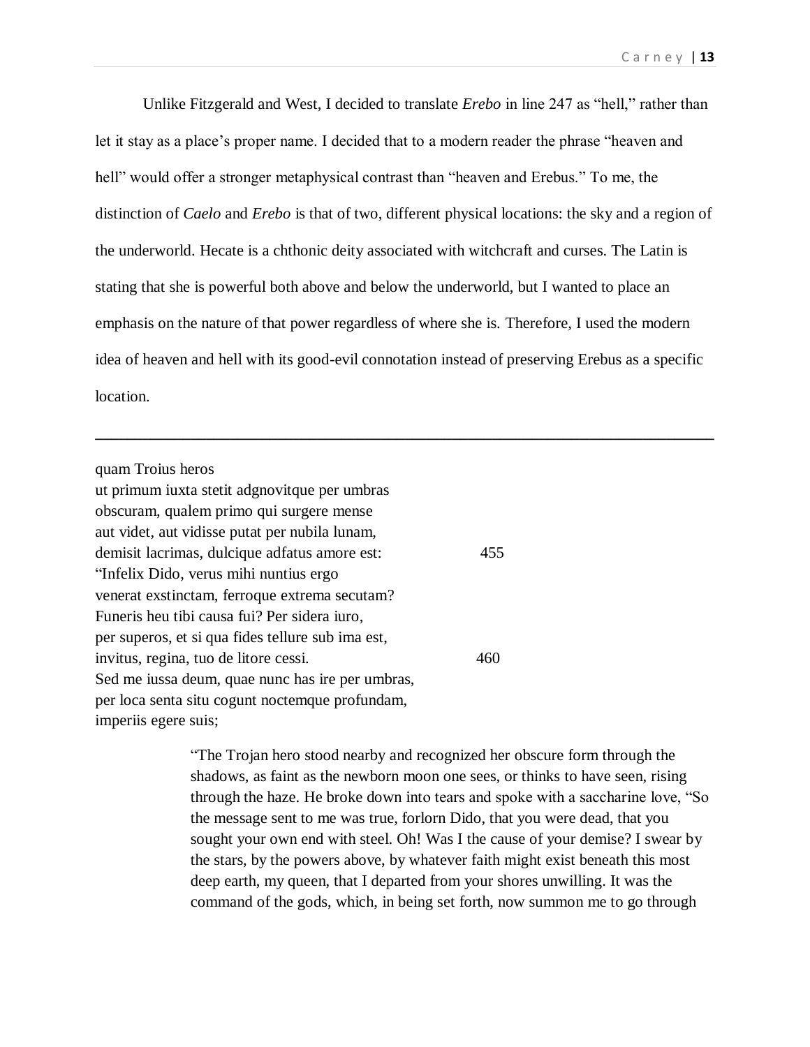Unlike Fitzgerald and West, I decided to translate *Erebo* in line 247 as "hell," rather than let it stay as a place's proper name. I decided that to a modern reader the phrase "heaven and hell" would offer a stronger metaphysical contrast than "heaven and Erebus." To me, the distinction of *Caelo* and *Erebo* is that of two, different physical locations: the sky and a region of the underworld. Hecate is a chthonic deity associated with witchcraft and curses. The Latin is stating that she is powerful both above and below the underworld, but I wanted to place an emphasis on the nature of that power regardless of where she is. Therefore, I used the modern idea of heaven and hell with its good-evil connotation instead of preserving Erebus as a specific location.

---

quam Troius heros  
ut primum iuxta stetit adgnovitque per umbras  
obscuram, qualem primo qui surgere mense  
aut videt, aut vidisse putat per nubila lunam,  
demisit lacrimas, dulcique adfatus amore est: 455  
"Infelix Dido, verus mihi nuntius ergo  
venerat exstinctam, ferroque extrema secutam?  
Funeris heu tibi causa fui? Per sidera iuro,  
per superos, et si qua fides tellure sub ima est,  
invitus, regina, tuo de litore cessi. 460  
Sed me iussa deum, quae nunc has ire per umbras,  
per loca senta situ cogunt noctemque profundam,  
imperiis egere suis;

> "The Trojan hero stood nearby and recognized her obscure form through the shadows, as faint as the newborn moon one sees, or thinks to have seen, rising through the haze. He broke down into tears and spoke with a saccharine love, "So the message sent to me was true, forlorn Dido, that you were dead, that you sought your own end with steel. Oh! Was I the cause of your demise? I swear by the stars, by the powers above, by whatever faith might exist beneath this most deep earth, my queen, that I departed from your shores unwilling. It was the command of the gods, which, in being set forth, now summon me to go through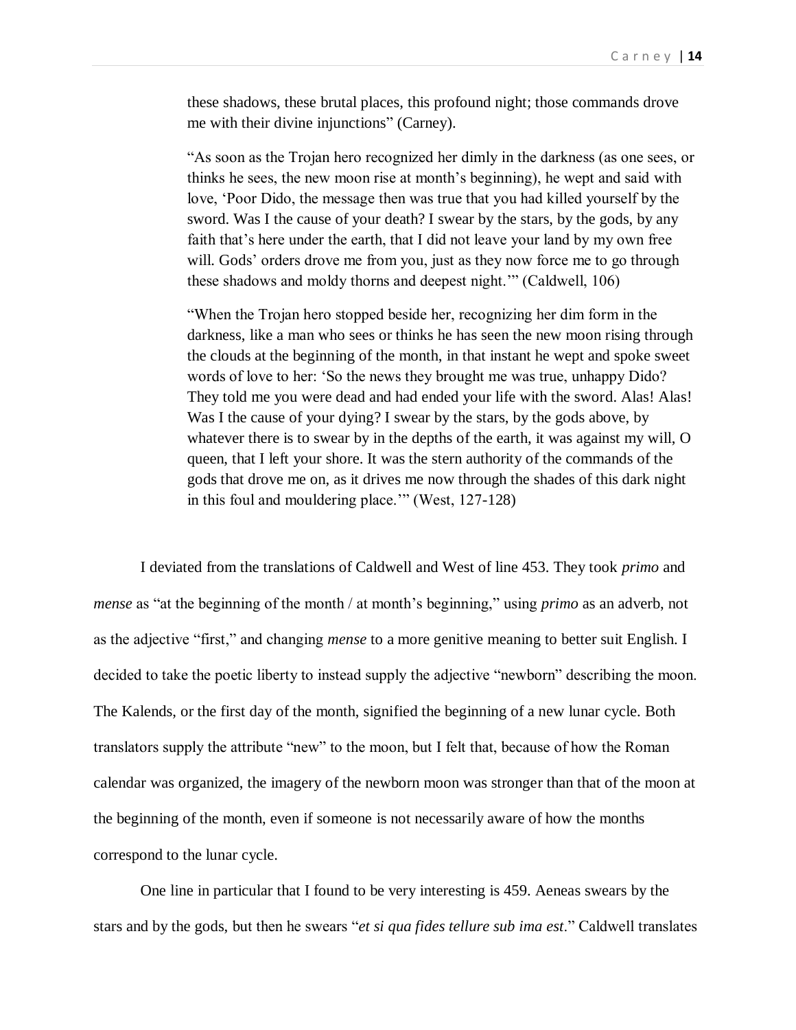> these shadows, these brutal places, this profound night; those commands drove me with their divine injunctions" (Carney).

> "As soon as the Trojan hero recognized her dimly in the darkness (as one sees, or thinks he sees, the new moon rise at month's beginning), he wept and said with love, 'Poor Dido, the message then was true that you had killed yourself by the sword. Was I the cause of your death? I swear by the stars, by the gods, by any faith that's here under the earth, that I did not leave your land by my own free will. Gods' orders drove me from you, just as they now force me to go through these shadows and moldy thorns and deepest night.'" (Caldwell, 106)

> "When the Trojan hero stopped beside her, recognizing her dim form in the darkness, like a man who sees or thinks he has seen the new moon rising through the clouds at the beginning of the month, in that instant he wept and spoke sweet words of love to her: 'So the news they brought me was true, unhappy Dido? They told me you were dead and had ended your life with the sword. Alas! Alas! Was I the cause of your dying? I swear by the stars, by the gods above, by whatever there is to swear by in the depths of the earth, it was against my will, O queen, that I left your shore. It was the stern authority of the commands of the gods that drove me on, as it drives me now through the shades of this dark night in this foul and mouldering place.'" (West, 127-128)

I deviated from the translations of Caldwell and West of line 453. They took *primo* and *mense* as "at the beginning of the month / at month's beginning," using *primo* as an adverb, not as the adjective "first," and changing *mense* to a more genitive meaning to better suit English. I decided to take the poetic liberty to instead supply the adjective "newborn" describing the moon. The Kalends, or the first day of the month, signified the beginning of a new lunar cycle. Both translators supply the attribute "new" to the moon, but I felt that, because of how the Roman calendar was organized, the imagery of the newborn moon was stronger than that of the moon at the beginning of the month, even if someone is not necessarily aware of how the months correspond to the lunar cycle.

One line in particular that I found to be very interesting is 459. Aeneas swears by the stars and by the gods, but then he swears "*et si qua fides tellure sub ima est*." Caldwell translates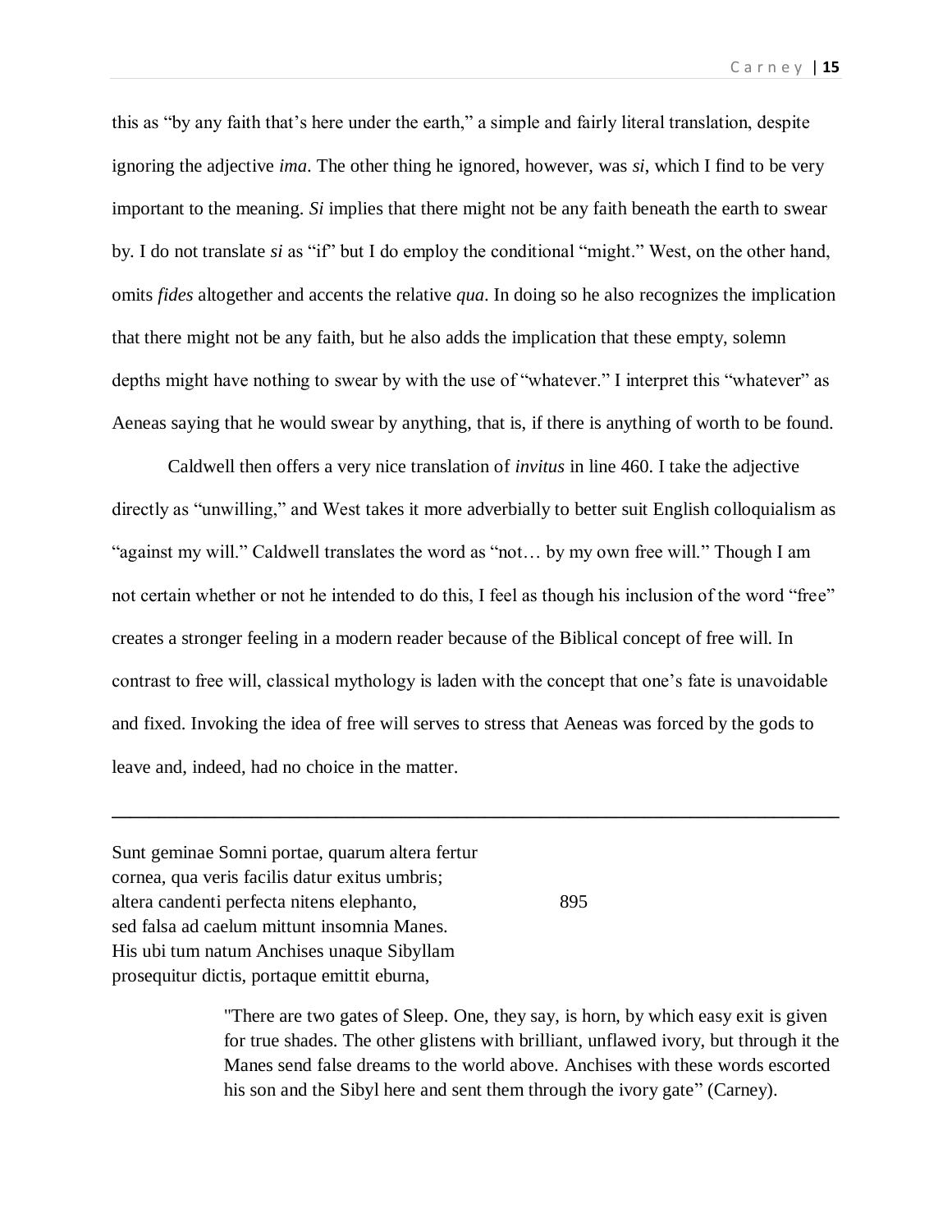this as "by any faith that's here under the earth," a simple and fairly literal translation, despite ignoring the adjective *ima*. The other thing he ignored, however, was *si*, which I find to be very important to the meaning. *Si* implies that there might not be any faith beneath the earth to swear by. I do not translate *si* as "if" but I do employ the conditional "might." West, on the other hand, omits *fides* altogether and accents the relative *qua*. In doing so he also recognizes the implication that there might not be any faith, but he also adds the implication that these empty, solemn depths might have nothing to swear by with the use of "whatever." I interpret this "whatever" as Aeneas saying that he would swear by anything, that is, if there is anything of worth to be found.

Caldwell then offers a very nice translation of *invitus* in line 460. I take the adjective directly as "unwilling," and West takes it more adverbially to better suit English colloquialism as "against my will." Caldwell translates the word as "not… by my own free will." Though I am not certain whether or not he intended to do this, I feel as though his inclusion of the word "free" creates a stronger feeling in a modern reader because of the Biblical concept of free will. In contrast to free will, classical mythology is laden with the concept that one's fate is unavoidable and fixed. Invoking the idea of free will serves to stress that Aeneas was forced by the gods to leave and, indeed, had no choice in the matter.

---

Sunt geminae Somni portae, quarum altera fertur  
cornea, qua veris facilis datur exitus umbris;  
altera candenti perfecta nitens elephanto, 895  
sed falsa ad caelum mittunt insomnia Manes.  
His ubi tum natum Anchises unaque Sibyllam  
prosequitur dictis, portaque emittit eburna,

> "There are two gates of Sleep. One, they say, is horn, by which easy exit is given for true shades. The other glistens with brilliant, unflawed ivory, but through it the Manes send false dreams to the world above. Anchises with these words escorted his son and the Sibyl here and sent them through the ivory gate" (Carney).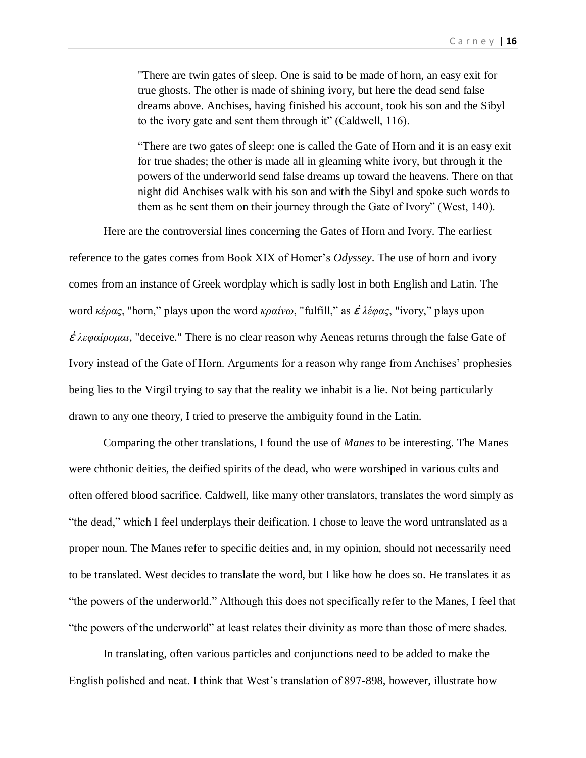> "There are twin gates of sleep. One is said to be made of horn, an easy exit for true ghosts. The other is made of shining ivory, but here the dead send false dreams above. Anchises, having finished his account, took his son and the Sibyl to the ivory gate and sent them through it" (Caldwell, 116).

> "There are two gates of sleep: one is called the Gate of Horn and it is an easy exit for true shades; the other is made all in gleaming white ivory, but through it the powers of the underworld send false dreams up toward the heavens. There on that night did Anchises walk with his son and with the Sibyl and spoke such words to them as he sent them on their journey through the Gate of Ivory" (West, 140).

Here are the controversial lines concerning the Gates of Horn and Ivory. The earliest reference to the gates comes from Book XIX of Homer's *Odyssey*. The use of horn and ivory comes from an instance of Greek wordplay which is sadly lost in both English and Latin. The word *κέρας*, "horn," plays upon the word *κραίνω*, "fulfill," as *ἐλέφας*, "ivory," plays upon *ἐλεφαίρομαι*, "deceive." There is no clear reason why Aeneas returns through the false Gate of Ivory instead of the Gate of Horn. Arguments for a reason why range from Anchises' prophesies being lies to the Virgil trying to say that the reality we inhabit is a lie. Not being particularly drawn to any one theory, I tried to preserve the ambiguity found in the Latin.

Comparing the other translations, I found the use of *Manes* to be interesting. The Manes were chthonic deities, the deified spirits of the dead, who were worshiped in various cults and often offered blood sacrifice. Caldwell, like many other translators, translates the word simply as "the dead," which I feel underplays their deification. I chose to leave the word untranslated as a proper noun. The Manes refer to specific deities and, in my opinion, should not necessarily need to be translated. West decides to translate the word, but I like how he does so. He translates it as "the powers of the underworld." Although this does not specifically refer to the Manes, I feel that "the powers of the underworld" at least relates their divinity as more than those of mere shades.

In translating, often various particles and conjunctions need to be added to make the English polished and neat. I think that West's translation of 897-898, however, illustrate how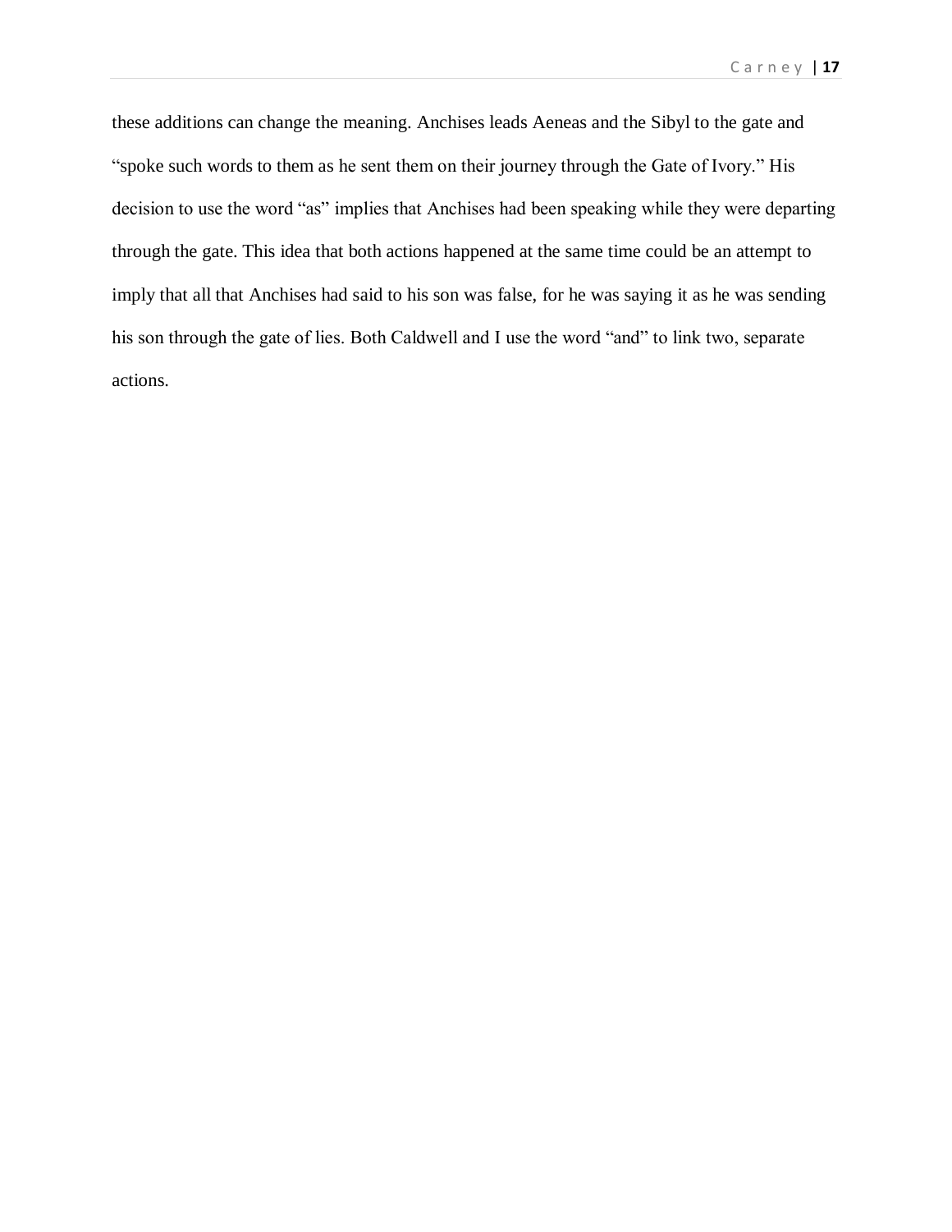these additions can change the meaning. Anchises leads Aeneas and the Sibyl to the gate and "spoke such words to them as he sent them on their journey through the Gate of Ivory." His decision to use the word "as" implies that Anchises had been speaking while they were departing through the gate. This idea that both actions happened at the same time could be an attempt to imply that all that Anchises had said to his son was false, for he was saying it as he was sending his son through the gate of lies. Both Caldwell and I use the word "and" to link two, separate actions.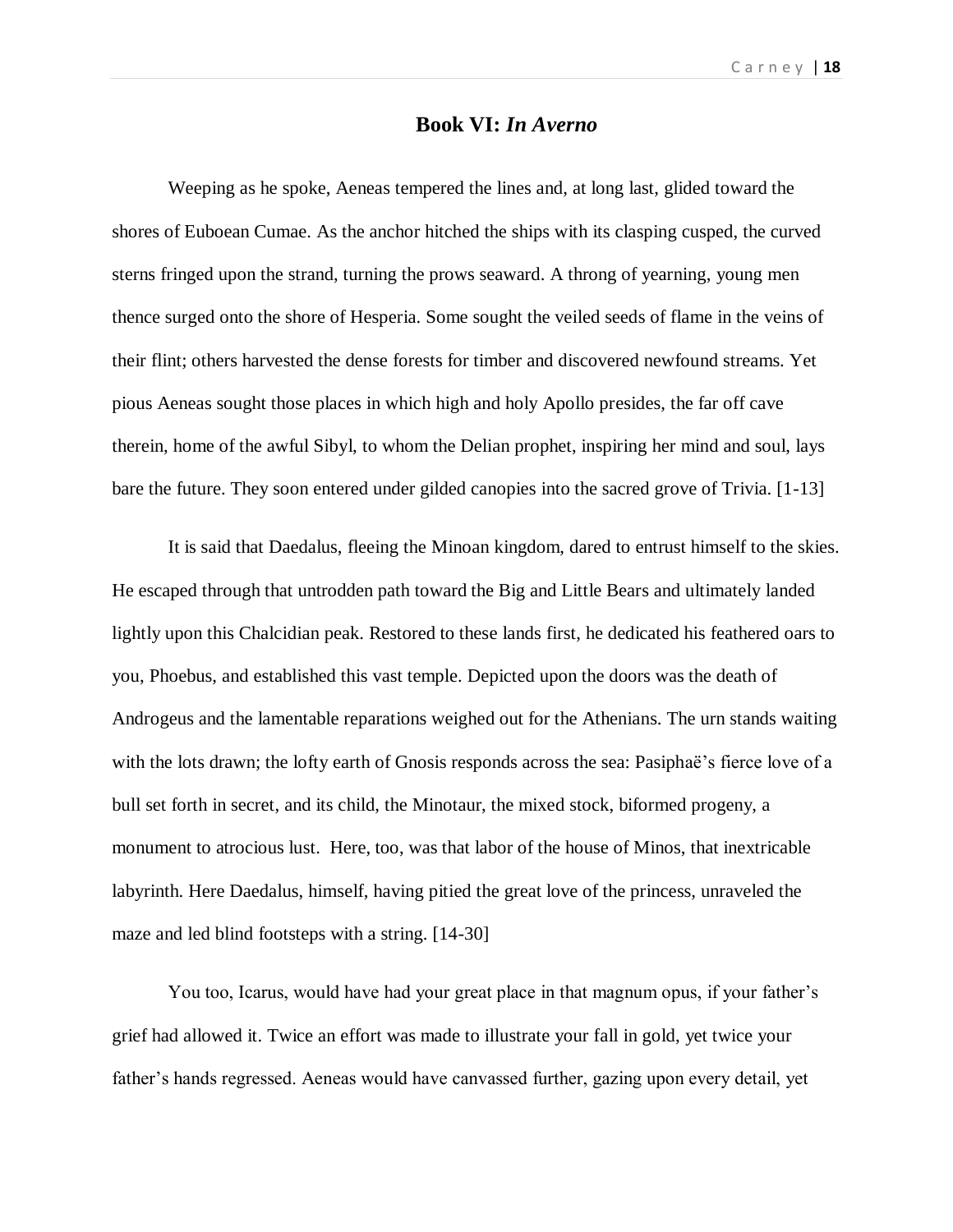# Book VI: *In Averno*

Weeping as he spoke, Aeneas tempered the lines and, at long last, glided toward the shores of Euboean Cumae. As the anchor hitched the ships with its clasping cusped, the curved sterns fringed upon the strand, turning the prows seaward. A throng of yearning, young men thence surged onto the shore of Hesperia. Some sought the veiled seeds of flame in the veins of their flint; others harvested the dense forests for timber and discovered newfound streams. Yet pious Aeneas sought those places in which high and holy Apollo presides, the far off cave therein, home of the awful Sibyl, to whom the Delian prophet, inspiring her mind and soul, lays bare the future. They soon entered under gilded canopies into the sacred grove of Trivia. [1-13]

It is said that Daedalus, fleeing the Minoan kingdom, dared to entrust himself to the skies. He escaped through that untrodden path toward the Big and Little Bears and ultimately landed lightly upon this Chalcidian peak. Restored to these lands first, he dedicated his feathered oars to you, Phoebus, and established this vast temple. Depicted upon the doors was the death of Androgeus and the lamentable reparations weighed out for the Athenians. The urn stands waiting with the lots drawn; the lofty earth of Gnosis responds across the sea: Pasiphaë's fierce love of a bull set forth in secret, and its child, the Minotaur, the mixed stock, biformed progeny, a monument to atrocious lust. Here, too, was that labor of the house of Minos, that inextricable labyrinth. Here Daedalus, himself, having pitied the great love of the princess, unraveled the maze and led blind footsteps with a string. [14-30]

You too, Icarus, would have had your great place in that magnum opus, if your father's grief had allowed it. Twice an effort was made to illustrate your fall in gold, yet twice your father's hands regressed. Aeneas would have canvassed further, gazing upon every detail, yet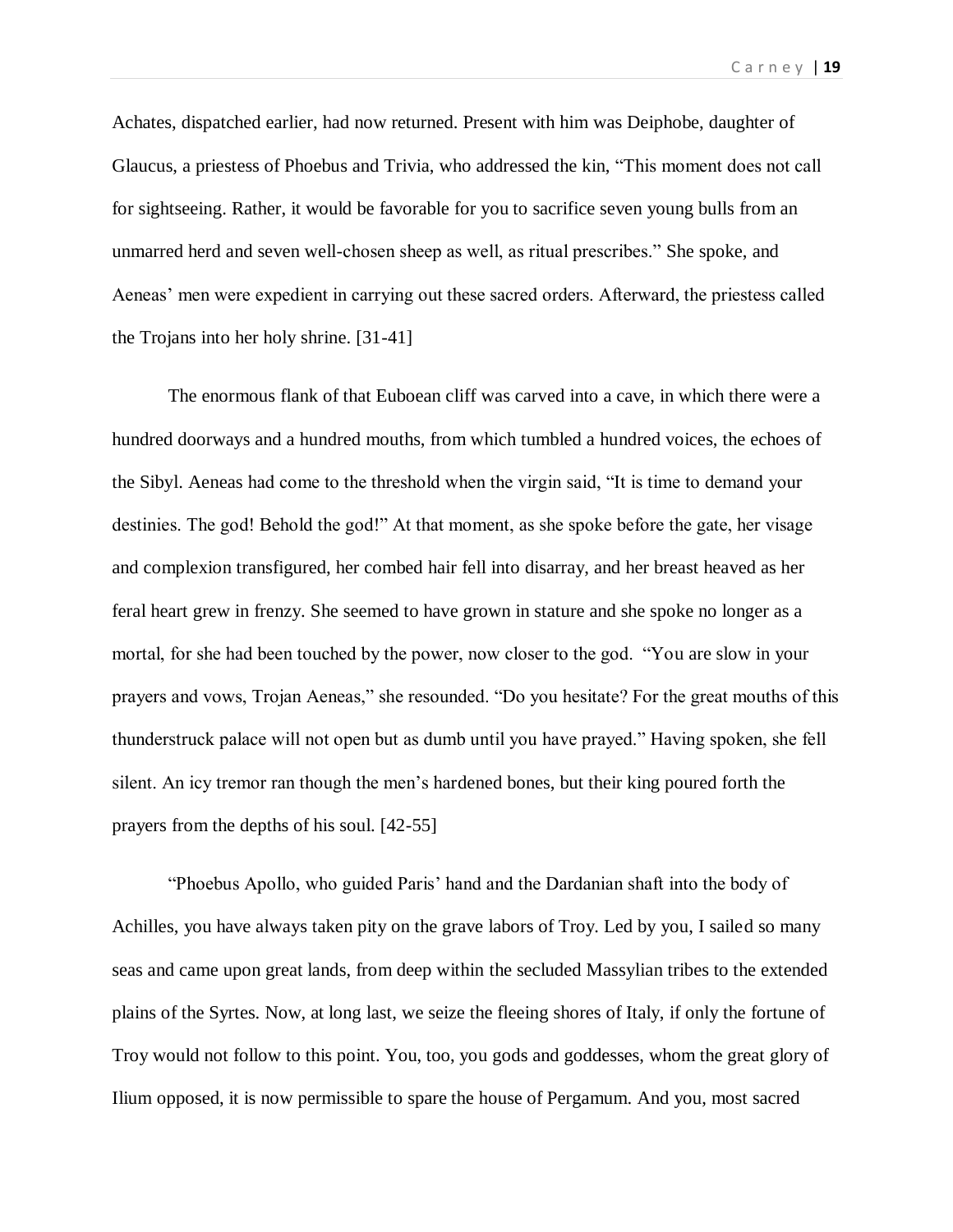Achates, dispatched earlier, had now returned. Present with him was Deiphobe, daughter of Glaucus, a priestess of Phoebus and Trivia, who addressed the kin, “This moment does not call for sightseeing. Rather, it would be favorable for you to sacrifice seven young bulls from an unmarred herd and seven well-chosen sheep as well, as ritual prescribes.” She spoke, and Aeneas’ men were expedient in carrying out these sacred orders. Afterward, the priestess called the Trojans into her holy shrine. [31-41]

The enormous flank of that Euboean cliff was carved into a cave, in which there were a hundred doorways and a hundred mouths, from which tumbled a hundred voices, the echoes of the Sibyl. Aeneas had come to the threshold when the virgin said, “It is time to demand your destinies. The god! Behold the god!” At that moment, as she spoke before the gate, her visage and complexion transfigured, her combed hair fell into disarray, and her breast heaved as her feral heart grew in frenzy. She seemed to have grown in stature and she spoke no longer as a mortal, for she had been touched by the power, now closer to the god. “You are slow in your prayers and vows, Trojan Aeneas,” she resounded. “Do you hesitate? For the great mouths of this thunderstruck palace will not open but as dumb until you have prayed.” Having spoken, she fell silent. An icy tremor ran though the men’s hardened bones, but their king poured forth the prayers from the depths of his soul. [42-55]

“Phoebus Apollo, who guided Paris’ hand and the Dardanian shaft into the body of Achilles, you have always taken pity on the grave labors of Troy. Led by you, I sailed so many seas and came upon great lands, from deep within the secluded Massylian tribes to the extended plains of the Syrtes. Now, at long last, we seize the fleeing shores of Italy, if only the fortune of Troy would not follow to this point. You, too, you gods and goddesses, whom the great glory of Ilium opposed, it is now permissible to spare the house of Pergamum. And you, most sacred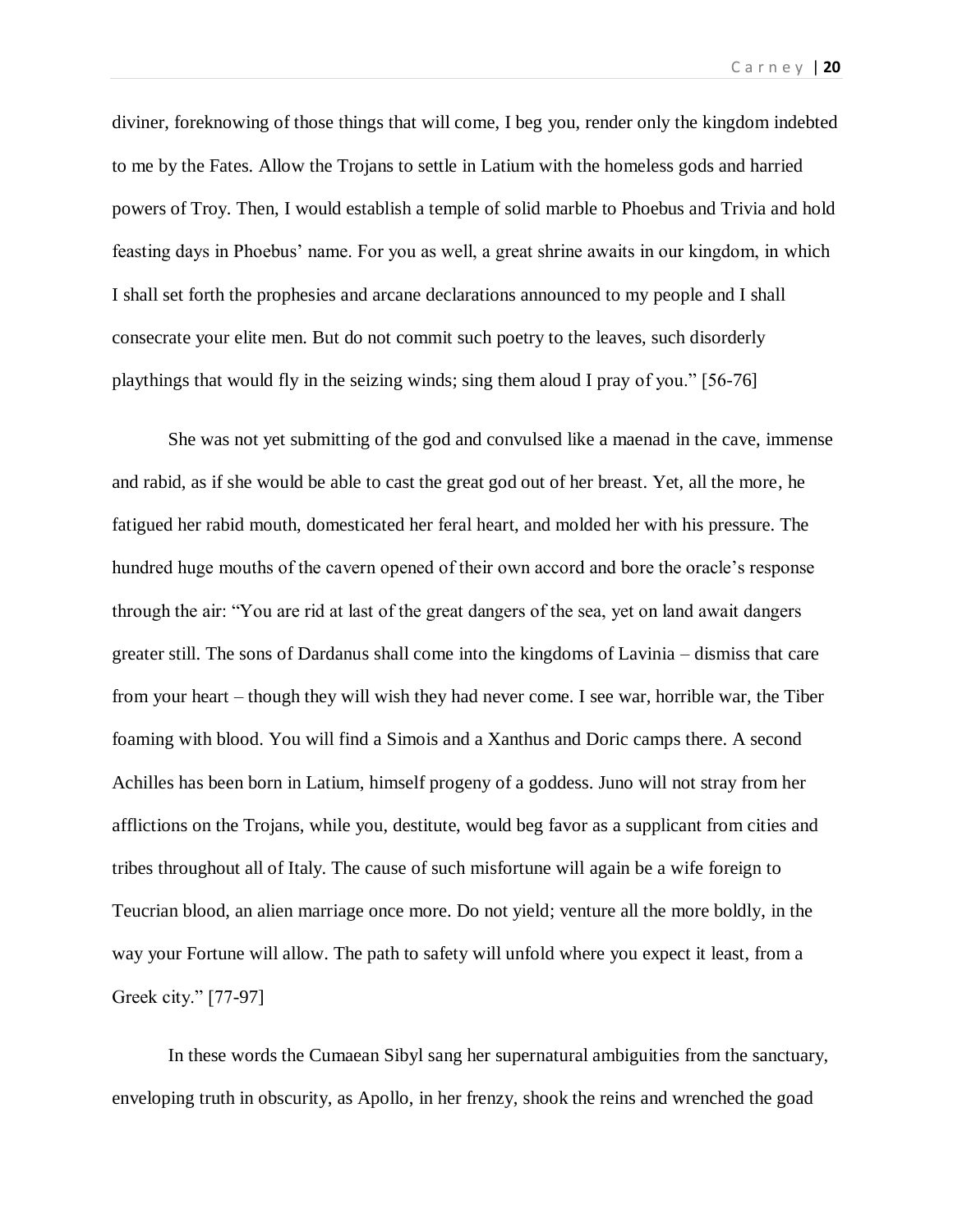diviner, foreknowing of those things that will come, I beg you, render only the kingdom indebted to me by the Fates. Allow the Trojans to settle in Latium with the homeless gods and harried powers of Troy. Then, I would establish a temple of solid marble to Phoebus and Trivia and hold feasting days in Phoebus' name. For you as well, a great shrine awaits in our kingdom, in which I shall set forth the prophesies and arcane declarations announced to my people and I shall consecrate your elite men. But do not commit such poetry to the leaves, such disorderly playthings that would fly in the seizing winds; sing them aloud I pray of you." [56-76]

She was not yet submitting of the god and convulsed like a maenad in the cave, immense and rabid, as if she would be able to cast the great god out of her breast. Yet, all the more, he fatigued her rabid mouth, domesticated her feral heart, and molded her with his pressure. The hundred huge mouths of the cavern opened of their own accord and bore the oracle's response through the air: "You are rid at last of the great dangers of the sea, yet on land await dangers greater still. The sons of Dardanus shall come into the kingdoms of Lavinia – dismiss that care from your heart – though they will wish they had never come. I see war, horrible war, the Tiber foaming with blood. You will find a Simois and a Xanthus and Doric camps there. A second Achilles has been born in Latium, himself progeny of a goddess. Juno will not stray from her afflictions on the Trojans, while you, destitute, would beg favor as a supplicant from cities and tribes throughout all of Italy. The cause of such misfortune will again be a wife foreign to Teucrian blood, an alien marriage once more. Do not yield; venture all the more boldly, in the way your Fortune will allow. The path to safety will unfold where you expect it least, from a Greek city." [77-97]

In these words the Cumaean Sibyl sang her supernatural ambiguities from the sanctuary, enveloping truth in obscurity, as Apollo, in her frenzy, shook the reins and wrenched the goad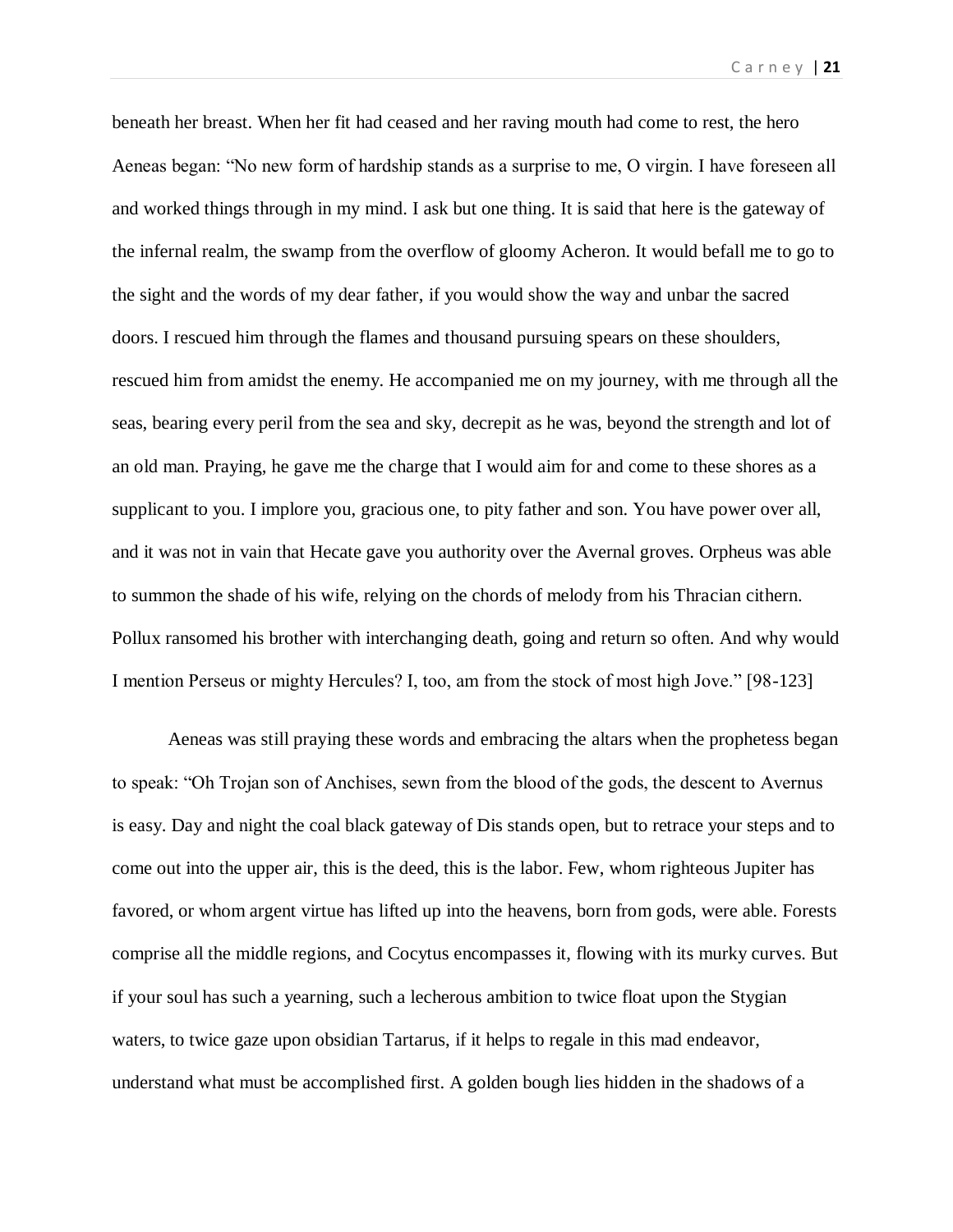beneath her breast. When her fit had ceased and her raving mouth had come to rest, the hero Aeneas began: "No new form of hardship stands as a surprise to me, O virgin. I have foreseen all and worked things through in my mind. I ask but one thing. It is said that here is the gateway of the infernal realm, the swamp from the overflow of gloomy Acheron. It would befall me to go to the sight and the words of my dear father, if you would show the way and unbar the sacred doors. I rescued him through the flames and thousand pursuing spears on these shoulders, rescued him from amidst the enemy. He accompanied me on my journey, with me through all the seas, bearing every peril from the sea and sky, decrepit as he was, beyond the strength and lot of an old man. Praying, he gave me the charge that I would aim for and come to these shores as a supplicant to you. I implore you, gracious one, to pity father and son. You have power over all, and it was not in vain that Hecate gave you authority over the Avernal groves. Orpheus was able to summon the shade of his wife, relying on the chords of melody from his Thracian cithern. Pollux ransomed his brother with interchanging death, going and return so often. And why would I mention Perseus or mighty Hercules? I, too, am from the stock of most high Jove." [98-123]

Aeneas was still praying these words and embracing the altars when the prophetess began to speak: "Oh Trojan son of Anchises, sewn from the blood of the gods, the descent to Avernus is easy. Day and night the coal black gateway of Dis stands open, but to retrace your steps and to come out into the upper air, this is the deed, this is the labor. Few, whom righteous Jupiter has favored, or whom argent virtue has lifted up into the heavens, born from gods, were able. Forests comprise all the middle regions, and Cocytus encompasses it, flowing with its murky curves. But if your soul has such a yearning, such a lecherous ambition to twice float upon the Stygian waters, to twice gaze upon obsidian Tartarus, if it helps to regale in this mad endeavor, understand what must be accomplished first. A golden bough lies hidden in the shadows of a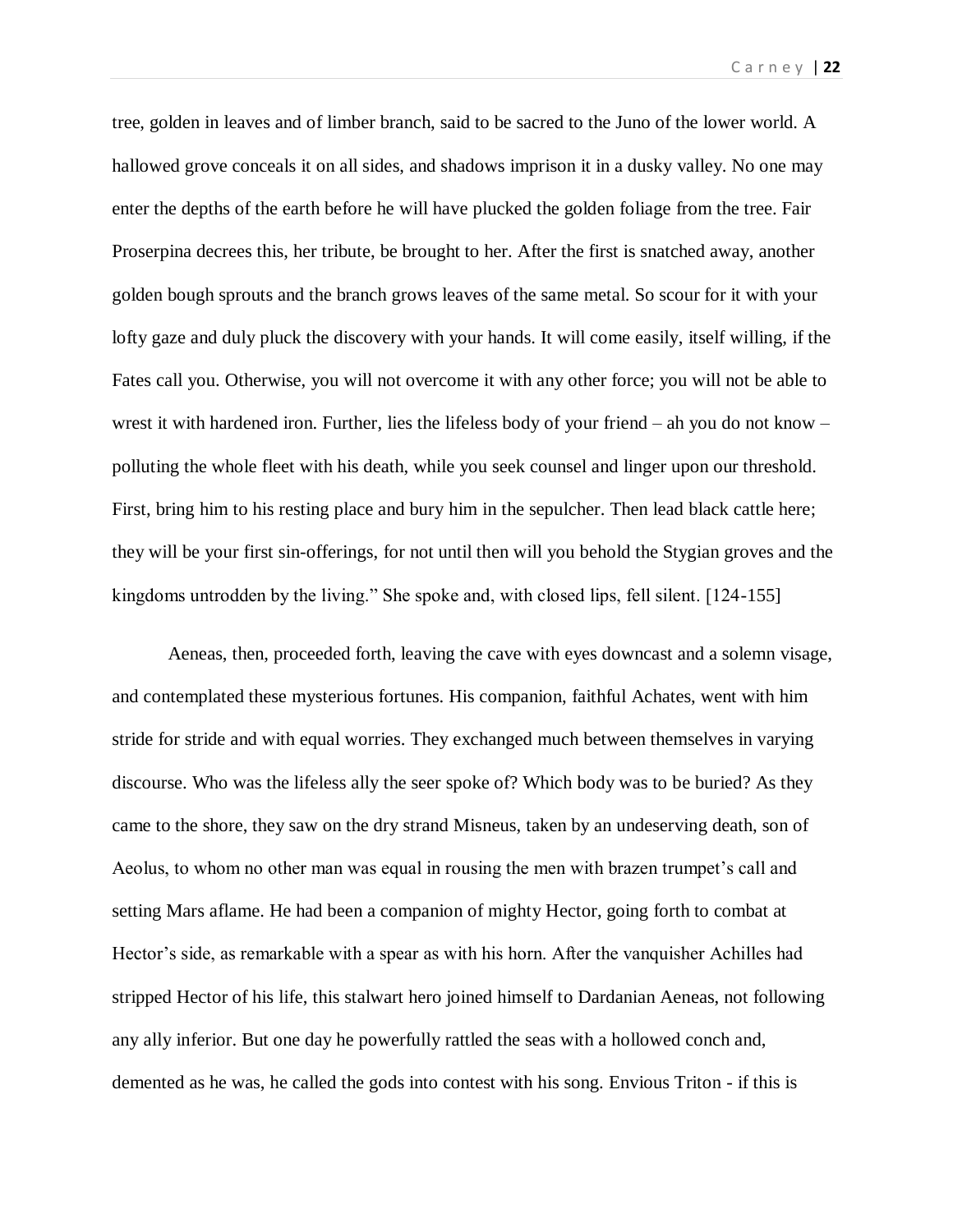tree, golden in leaves and of limber branch, said to be sacred to the Juno of the lower world. A hallowed grove conceals it on all sides, and shadows imprison it in a dusky valley. No one may enter the depths of the earth before he will have plucked the golden foliage from the tree. Fair Proserpina decrees this, her tribute, be brought to her. After the first is snatched away, another golden bough sprouts and the branch grows leaves of the same metal. So scour for it with your lofty gaze and duly pluck the discovery with your hands. It will come easily, itself willing, if the Fates call you. Otherwise, you will not overcome it with any other force; you will not be able to wrest it with hardened iron. Further, lies the lifeless body of your friend – ah you do not know – polluting the whole fleet with his death, while you seek counsel and linger upon our threshold. First, bring him to his resting place and bury him in the sepulcher. Then lead black cattle here; they will be your first sin-offerings, for not until then will you behold the Stygian groves and the kingdoms untrodden by the living." She spoke and, with closed lips, fell silent. [124-155]

Aeneas, then, proceeded forth, leaving the cave with eyes downcast and a solemn visage, and contemplated these mysterious fortunes. His companion, faithful Achates, went with him stride for stride and with equal worries. They exchanged much between themselves in varying discourse. Who was the lifeless ally the seer spoke of? Which body was to be buried? As they came to the shore, they saw on the dry strand Misneus, taken by an undeserving death, son of Aeolus, to whom no other man was equal in rousing the men with brazen trumpet's call and setting Mars aflame. He had been a companion of mighty Hector, going forth to combat at Hector's side, as remarkable with a spear as with his horn. After the vanquisher Achilles had stripped Hector of his life, this stalwart hero joined himself to Dardanian Aeneas, not following any ally inferior. But one day he powerfully rattled the seas with a hollowed conch and, demented as he was, he called the gods into contest with his song. Envious Triton - if this is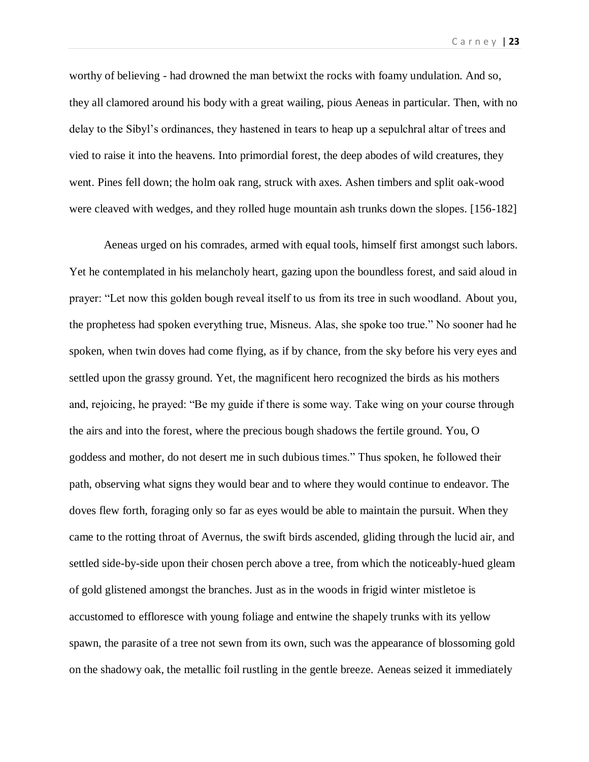worthy of believing - had drowned the man betwixt the rocks with foamy undulation. And so, they all clamored around his body with a great wailing, pious Aeneas in particular. Then, with no delay to the Sibyl's ordinances, they hastened in tears to heap up a sepulchral altar of trees and vied to raise it into the heavens. Into primordial forest, the deep abodes of wild creatures, they went. Pines fell down; the holm oak rang, struck with axes. Ashen timbers and split oak-wood were cleaved with wedges, and they rolled huge mountain ash trunks down the slopes. [156-182]

Aeneas urged on his comrades, armed with equal tools, himself first amongst such labors. Yet he contemplated in his melancholy heart, gazing upon the boundless forest, and said aloud in prayer: "Let now this golden bough reveal itself to us from its tree in such woodland. About you, the prophetess had spoken everything true, Misneus. Alas, she spoke too true." No sooner had he spoken, when twin doves had come flying, as if by chance, from the sky before his very eyes and settled upon the grassy ground. Yet, the magnificent hero recognized the birds as his mothers and, rejoicing, he prayed: "Be my guide if there is some way. Take wing on your course through the airs and into the forest, where the precious bough shadows the fertile ground. You, O goddess and mother, do not desert me in such dubious times." Thus spoken, he followed their path, observing what signs they would bear and to where they would continue to endeavor. The doves flew forth, foraging only so far as eyes would be able to maintain the pursuit. When they came to the rotting throat of Avernus, the swift birds ascended, gliding through the lucid air, and settled side-by-side upon their chosen perch above a tree, from which the noticeably-hued gleam of gold glistened amongst the branches. Just as in the woods in frigid winter mistletoe is accustomed to effloresce with young foliage and entwine the shapely trunks with its yellow spawn, the parasite of a tree not sewn from its own, such was the appearance of blossoming gold on the shadowy oak, the metallic foil rustling in the gentle breeze. Aeneas seized it immediately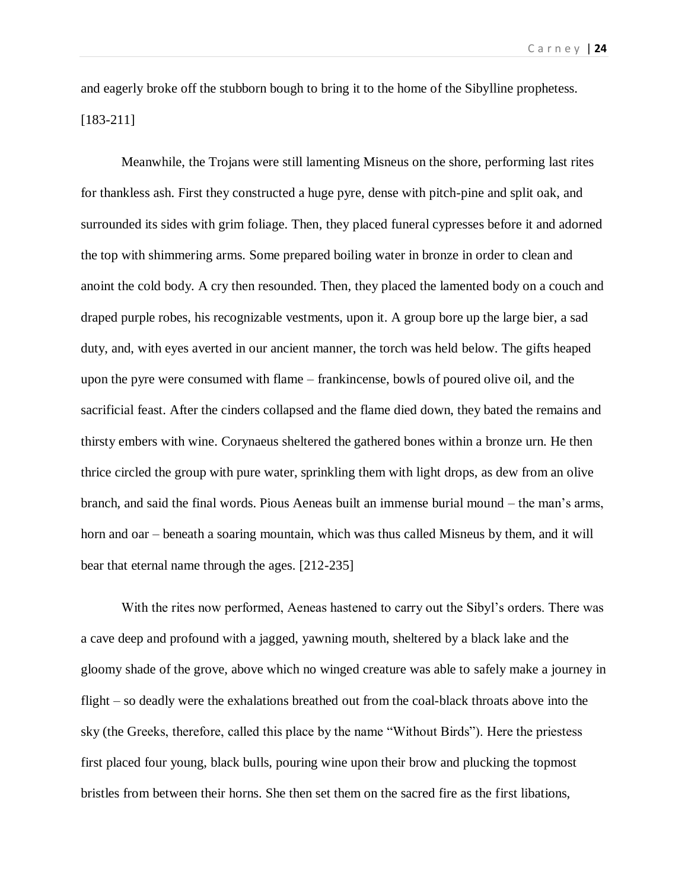and eagerly broke off the stubborn bough to bring it to the home of the Sibylline prophetess. [183-211]

Meanwhile, the Trojans were still lamenting Misneus on the shore, performing last rites for thankless ash. First they constructed a huge pyre, dense with pitch-pine and split oak, and surrounded its sides with grim foliage. Then, they placed funeral cypresses before it and adorned the top with shimmering arms. Some prepared boiling water in bronze in order to clean and anoint the cold body. A cry then resounded. Then, they placed the lamented body on a couch and draped purple robes, his recognizable vestments, upon it. A group bore up the large bier, a sad duty, and, with eyes averted in our ancient manner, the torch was held below. The gifts heaped upon the pyre were consumed with flame – frankincense, bowls of poured olive oil, and the sacrificial feast. After the cinders collapsed and the flame died down, they bated the remains and thirsty embers with wine. Corynaeus sheltered the gathered bones within a bronze urn. He then thrice circled the group with pure water, sprinkling them with light drops, as dew from an olive branch, and said the final words. Pious Aeneas built an immense burial mound – the man's arms, horn and oar – beneath a soaring mountain, which was thus called Misneus by them, and it will bear that eternal name through the ages. [212-235]

With the rites now performed, Aeneas hastened to carry out the Sibyl's orders. There was a cave deep and profound with a jagged, yawning mouth, sheltered by a black lake and the gloomy shade of the grove, above which no winged creature was able to safely make a journey in flight – so deadly were the exhalations breathed out from the coal-black throats above into the sky (the Greeks, therefore, called this place by the name "Without Birds"). Here the priestess first placed four young, black bulls, pouring wine upon their brow and plucking the topmost bristles from between their horns. She then set them on the sacred fire as the first libations,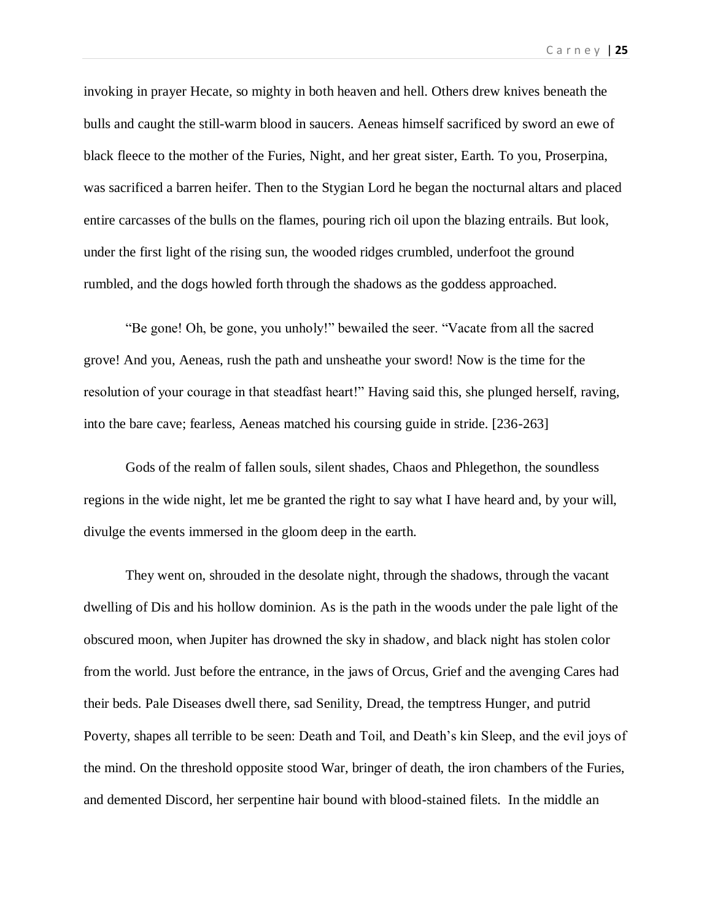invoking in prayer Hecate, so mighty in both heaven and hell. Others drew knives beneath the bulls and caught the still-warm blood in saucers. Aeneas himself sacrificed by sword an ewe of black fleece to the mother of the Furies, Night, and her great sister, Earth. To you, Proserpina, was sacrificed a barren heifer. Then to the Stygian Lord he began the nocturnal altars and placed entire carcasses of the bulls on the flames, pouring rich oil upon the blazing entrails. But look, under the first light of the rising sun, the wooded ridges crumbled, underfoot the ground rumbled, and the dogs howled forth through the shadows as the goddess approached.

"Be gone! Oh, be gone, you unholy!" bewailed the seer. "Vacate from all the sacred grove! And you, Aeneas, rush the path and unsheathe your sword! Now is the time for the resolution of your courage in that steadfast heart!" Having said this, she plunged herself, raving, into the bare cave; fearless, Aeneas matched his coursing guide in stride. [236-263]

Gods of the realm of fallen souls, silent shades, Chaos and Phlegethon, the soundless regions in the wide night, let me be granted the right to say what I have heard and, by your will, divulge the events immersed in the gloom deep in the earth.

They went on, shrouded in the desolate night, through the shadows, through the vacant dwelling of Dis and his hollow dominion. As is the path in the woods under the pale light of the obscured moon, when Jupiter has drowned the sky in shadow, and black night has stolen color from the world. Just before the entrance, in the jaws of Orcus, Grief and the avenging Cares had their beds. Pale Diseases dwell there, sad Senility, Dread, the temptress Hunger, and putrid Poverty, shapes all terrible to be seen: Death and Toil, and Death's kin Sleep, and the evil joys of the mind. On the threshold opposite stood War, bringer of death, the iron chambers of the Furies, and demented Discord, her serpentine hair bound with blood-stained filets. In the middle an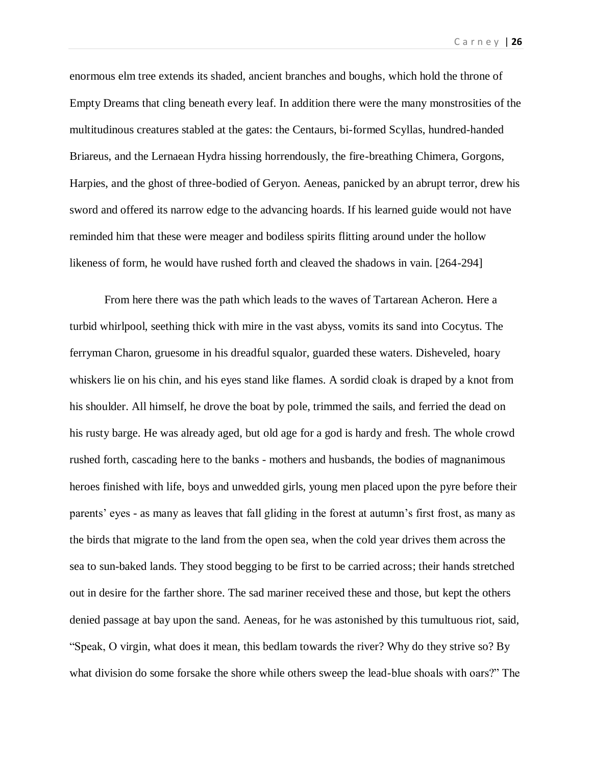enormous elm tree extends its shaded, ancient branches and boughs, which hold the throne of Empty Dreams that cling beneath every leaf. In addition there were the many monstrosities of the multitudinous creatures stabled at the gates: the Centaurs, bi-formed Scyllas, hundred-handed Briareus, and the Lernaean Hydra hissing horrendously, the fire-breathing Chimera, Gorgons, Harpies, and the ghost of three-bodied of Geryon. Aeneas, panicked by an abrupt terror, drew his sword and offered its narrow edge to the advancing hoards. If his learned guide would not have reminded him that these were meager and bodiless spirits flitting around under the hollow likeness of form, he would have rushed forth and cleaved the shadows in vain. [264-294]

From here there was the path which leads to the waves of Tartarean Acheron. Here a turbid whirlpool, seething thick with mire in the vast abyss, vomits its sand into Cocytus. The ferryman Charon, gruesome in his dreadful squalor, guarded these waters. Disheveled, hoary whiskers lie on his chin, and his eyes stand like flames. A sordid cloak is draped by a knot from his shoulder. All himself, he drove the boat by pole, trimmed the sails, and ferried the dead on his rusty barge. He was already aged, but old age for a god is hardy and fresh. The whole crowd rushed forth, cascading here to the banks - mothers and husbands, the bodies of magnanimous heroes finished with life, boys and unwedded girls, young men placed upon the pyre before their parents' eyes - as many as leaves that fall gliding in the forest at autumn's first frost, as many as the birds that migrate to the land from the open sea, when the cold year drives them across the sea to sun-baked lands. They stood begging to be first to be carried across; their hands stretched out in desire for the farther shore. The sad mariner received these and those, but kept the others denied passage at bay upon the sand. Aeneas, for he was astonished by this tumultuous riot, said, "Speak, O virgin, what does it mean, this bedlam towards the river? Why do they strive so? By what division do some forsake the shore while others sweep the lead-blue shoals with oars?" The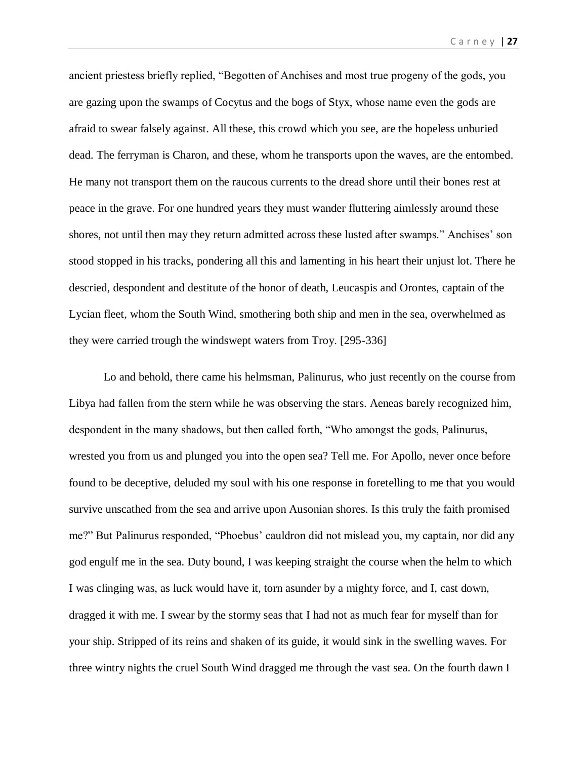ancient priestess briefly replied, “Begotten of Anchises and most true progeny of the gods, you are gazing upon the swamps of Cocytus and the bogs of Styx, whose name even the gods are afraid to swear falsely against. All these, this crowd which you see, are the hopeless unburied dead. The ferryman is Charon, and these, whom he transports upon the waves, are the entombed. He many not transport them on the raucous currents to the dread shore until their bones rest at peace in the grave. For one hundred years they must wander fluttering aimlessly around these shores, not until then may they return admitted across these lusted after swamps.” Anchises’ son stood stopped in his tracks, pondering all this and lamenting in his heart their unjust lot. There he descried, despondent and destitute of the honor of death, Leucaspis and Orontes, captain of the Lycian fleet, whom the South Wind, smothering both ship and men in the sea, overwhelmed as they were carried trough the windswept waters from Troy. [295-336]

Lo and behold, there came his helmsman, Palinurus, who just recently on the course from Libya had fallen from the stern while he was observing the stars. Aeneas barely recognized him, despondent in the many shadows, but then called forth, “Who amongst the gods, Palinurus, wrested you from us and plunged you into the open sea? Tell me. For Apollo, never once before found to be deceptive, deluded my soul with his one response in foretelling to me that you would survive unscathed from the sea and arrive upon Ausonian shores. Is this truly the faith promised me?” But Palinurus responded, “Phoebus’ cauldron did not mislead you, my captain, nor did any god engulf me in the sea. Duty bound, I was keeping straight the course when the helm to which I was clinging was, as luck would have it, torn asunder by a mighty force, and I, cast down, dragged it with me. I swear by the stormy seas that I had not as much fear for myself than for your ship. Stripped of its reins and shaken of its guide, it would sink in the swelling waves. For three wintry nights the cruel South Wind dragged me through the vast sea. On the fourth dawn I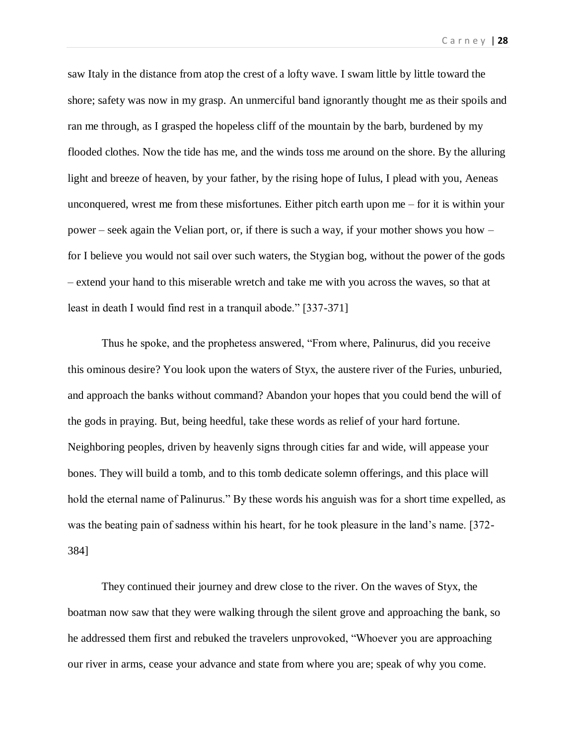saw Italy in the distance from atop the crest of a lofty wave. I swam little by little toward the shore; safety was now in my grasp. An unmerciful band ignorantly thought me as their spoils and ran me through, as I grasped the hopeless cliff of the mountain by the barb, burdened by my flooded clothes. Now the tide has me, and the winds toss me around on the shore. By the alluring light and breeze of heaven, by your father, by the rising hope of Iulus, I plead with you, Aeneas unconquered, wrest me from these misfortunes. Either pitch earth upon me – for it is within your power – seek again the Velian port, or, if there is such a way, if your mother shows you how – for I believe you would not sail over such waters, the Stygian bog, without the power of the gods – extend your hand to this miserable wretch and take me with you across the waves, so that at least in death I would find rest in a tranquil abode." [337-371]

Thus he spoke, and the prophetess answered, "From where, Palinurus, did you receive this ominous desire? You look upon the waters of Styx, the austere river of the Furies, unburied, and approach the banks without command? Abandon your hopes that you could bend the will of the gods in praying. But, being heedful, take these words as relief of your hard fortune. Neighboring peoples, driven by heavenly signs through cities far and wide, will appease your bones. They will build a tomb, and to this tomb dedicate solemn offerings, and this place will hold the eternal name of Palinurus." By these words his anguish was for a short time expelled, as was the beating pain of sadness within his heart, for he took pleasure in the land's name. [372-384]

They continued their journey and drew close to the river. On the waves of Styx, the boatman now saw that they were walking through the silent grove and approaching the bank, so he addressed them first and rebuked the travelers unprovoked, "Whoever you are approaching our river in arms, cease your advance and state from where you are; speak of why you come.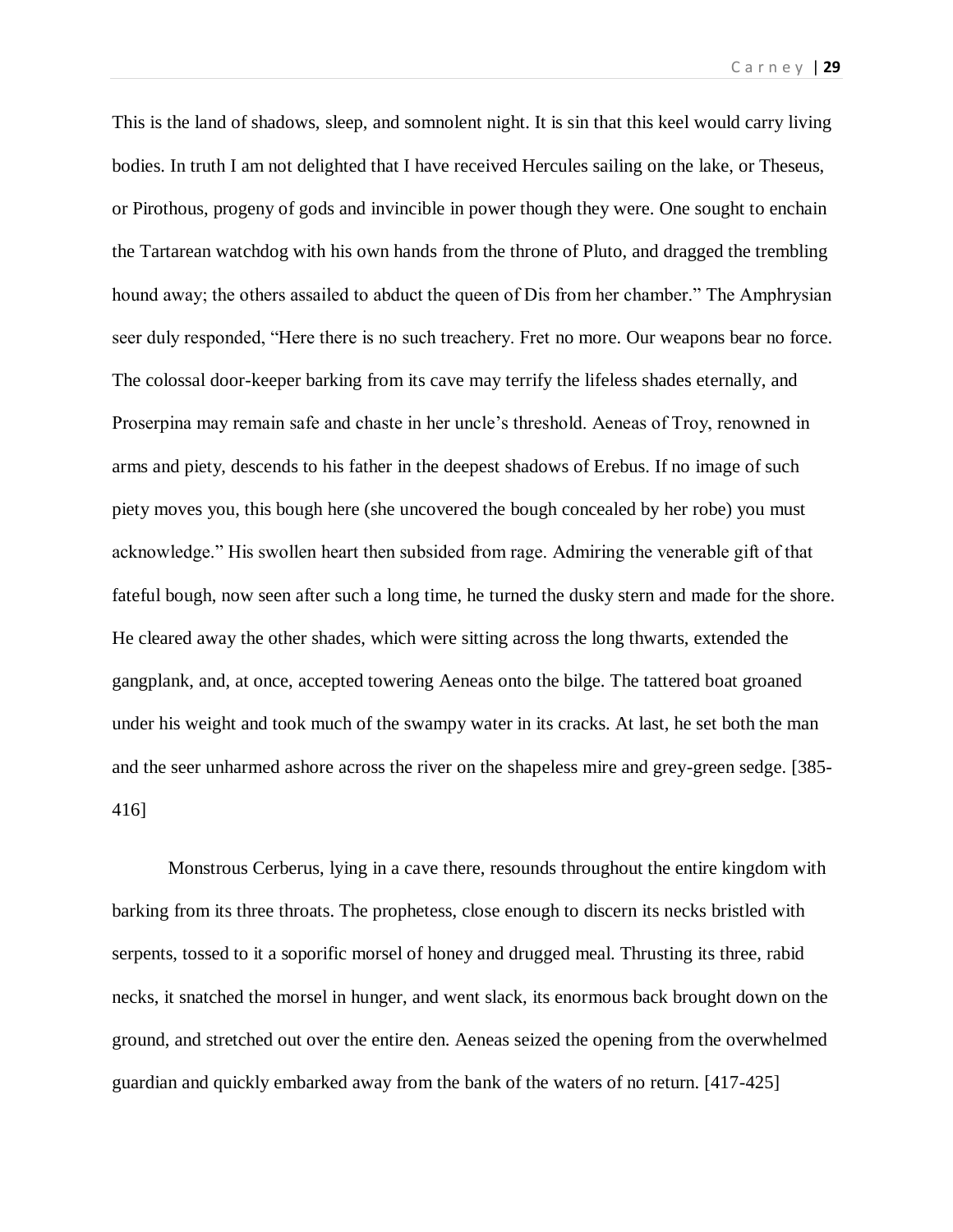This is the land of shadows, sleep, and somnolent night. It is sin that this keel would carry living bodies. In truth I am not delighted that I have received Hercules sailing on the lake, or Theseus, or Pirothous, progeny of gods and invincible in power though they were. One sought to enchain the Tartarean watchdog with his own hands from the throne of Pluto, and dragged the trembling hound away; the others assailed to abduct the queen of Dis from her chamber." The Amphrysian seer duly responded, "Here there is no such treachery. Fret no more. Our weapons bear no force. The colossal door-keeper barking from its cave may terrify the lifeless shades eternally, and Proserpina may remain safe and chaste in her uncle's threshold. Aeneas of Troy, renowned in arms and piety, descends to his father in the deepest shadows of Erebus. If no image of such piety moves you, this bough here (she uncovered the bough concealed by her robe) you must acknowledge." His swollen heart then subsided from rage. Admiring the venerable gift of that fateful bough, now seen after such a long time, he turned the dusky stern and made for the shore. He cleared away the other shades, which were sitting across the long thwarts, extended the gangplank, and, at once, accepted towering Aeneas onto the bilge. The tattered boat groaned under his weight and took much of the swampy water in its cracks. At last, he set both the man and the seer unharmed ashore across the river on the shapeless mire and grey-green sedge. [385-416]

Monstrous Cerberus, lying in a cave there, resounds throughout the entire kingdom with barking from its three throats. The prophetess, close enough to discern its necks bristled with serpents, tossed to it a soporific morsel of honey and drugged meal. Thrusting its three, rabid necks, it snatched the morsel in hunger, and went slack, its enormous back brought down on the ground, and stretched out over the entire den. Aeneas seized the opening from the overwhelmed guardian and quickly embarked away from the bank of the waters of no return. [417-425]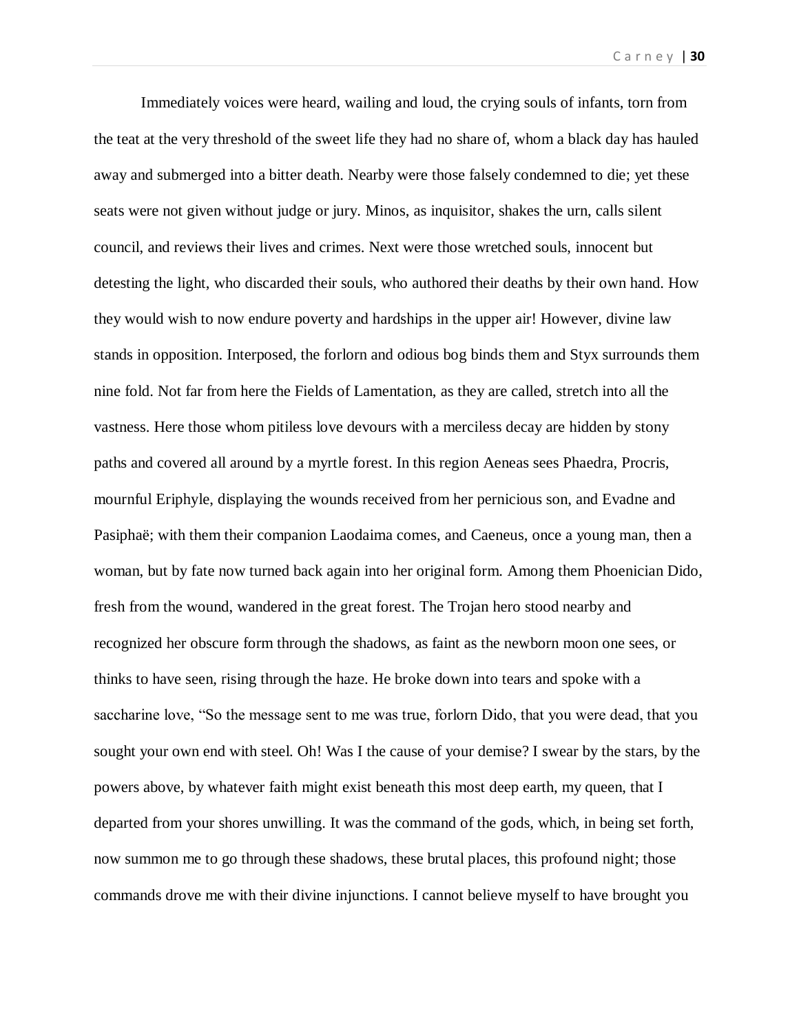Immediately voices were heard, wailing and loud, the crying souls of infants, torn from the teat at the very threshold of the sweet life they had no share of, whom a black day has hauled away and submerged into a bitter death. Nearby were those falsely condemned to die; yet these seats were not given without judge or jury. Minos, as inquisitor, shakes the urn, calls silent council, and reviews their lives and crimes. Next were those wretched souls, innocent but detesting the light, who discarded their souls, who authored their deaths by their own hand. How they would wish to now endure poverty and hardships in the upper air! However, divine law stands in opposition. Interposed, the forlorn and odious bog binds them and Styx surrounds them nine fold. Not far from here the Fields of Lamentation, as they are called, stretch into all the vastness. Here those whom pitiless love devours with a merciless decay are hidden by stony paths and covered all around by a myrtle forest. In this region Aeneas sees Phaedra, Procris, mournful Eriphyle, displaying the wounds received from her pernicious son, and Evadne and Pasiphaë; with them their companion Laodaima comes, and Caeneus, once a young man, then a woman, but by fate now turned back again into her original form. Among them Phoenician Dido, fresh from the wound, wandered in the great forest. The Trojan hero stood nearby and recognized her obscure form through the shadows, as faint as the newborn moon one sees, or thinks to have seen, rising through the haze. He broke down into tears and spoke with a saccharine love, "So the message sent to me was true, forlorn Dido, that you were dead, that you sought your own end with steel. Oh! Was I the cause of your demise? I swear by the stars, by the powers above, by whatever faith might exist beneath this most deep earth, my queen, that I departed from your shores unwilling. It was the command of the gods, which, in being set forth, now summon me to go through these shadows, these brutal places, this profound night; those commands drove me with their divine injunctions. I cannot believe myself to have brought you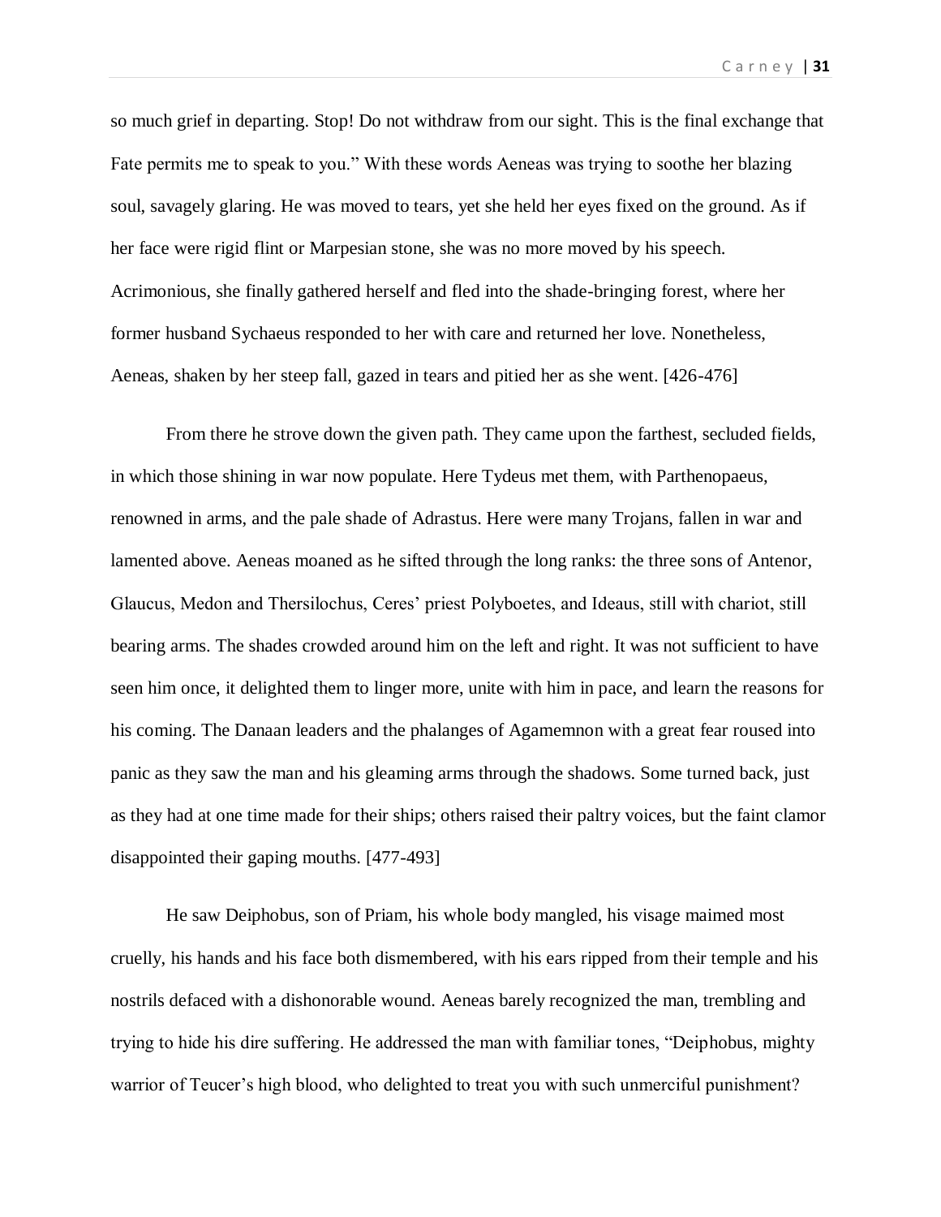so much grief in departing. Stop! Do not withdraw from our sight. This is the final exchange that Fate permits me to speak to you." With these words Aeneas was trying to soothe her blazing soul, savagely glaring. He was moved to tears, yet she held her eyes fixed on the ground. As if her face were rigid flint or Marpesian stone, she was no more moved by his speech. Acrimonious, she finally gathered herself and fled into the shade-bringing forest, where her former husband Sychaeus responded to her with care and returned her love. Nonetheless, Aeneas, shaken by her steep fall, gazed in tears and pitied her as she went. [426-476]

From there he strove down the given path. They came upon the farthest, secluded fields, in which those shining in war now populate. Here Tydeus met them, with Parthenopaeus, renowned in arms, and the pale shade of Adrastus. Here were many Trojans, fallen in war and lamented above. Aeneas moaned as he sifted through the long ranks: the three sons of Antenor, Glaucus, Medon and Thersilochus, Ceres' priest Polyboetes, and Ideaus, still with chariot, still bearing arms. The shades crowded around him on the left and right. It was not sufficient to have seen him once, it delighted them to linger more, unite with him in pace, and learn the reasons for his coming. The Danaan leaders and the phalanges of Agamemnon with a great fear roused into panic as they saw the man and his gleaming arms through the shadows. Some turned back, just as they had at one time made for their ships; others raised their paltry voices, but the faint clamor disappointed their gaping mouths. [477-493]

He saw Deiphobus, son of Priam, his whole body mangled, his visage maimed most cruelly, his hands and his face both dismembered, with his ears ripped from their temple and his nostrils defaced with a dishonorable wound. Aeneas barely recognized the man, trembling and trying to hide his dire suffering. He addressed the man with familiar tones, "Deiphobus, mighty warrior of Teucer's high blood, who delighted to treat you with such unmerciful punishment?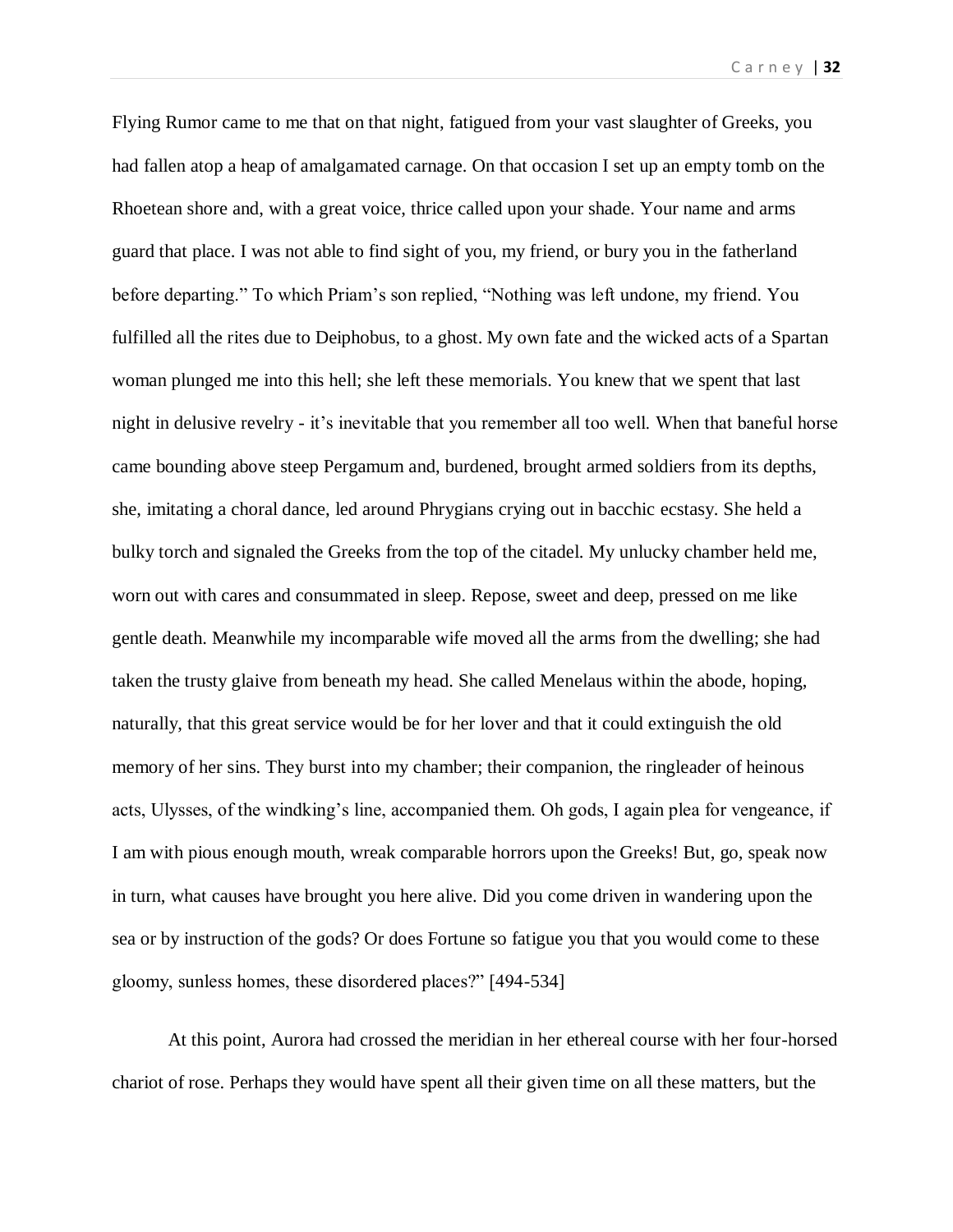Flying Rumor came to me that on that night, fatigued from your vast slaughter of Greeks, you had fallen atop a heap of amalgamated carnage. On that occasion I set up an empty tomb on the Rhoetean shore and, with a great voice, thrice called upon your shade. Your name and arms guard that place. I was not able to find sight of you, my friend, or bury you in the fatherland before departing." To which Priam's son replied, "Nothing was left undone, my friend. You fulfilled all the rites due to Deiphobus, to a ghost. My own fate and the wicked acts of a Spartan woman plunged me into this hell; she left these memorials. You knew that we spent that last night in delusive revelry - it's inevitable that you remember all too well. When that baneful horse came bounding above steep Pergamum and, burdened, brought armed soldiers from its depths, she, imitating a choral dance, led around Phrygians crying out in bacchic ecstasy. She held a bulky torch and signaled the Greeks from the top of the citadel. My unlucky chamber held me, worn out with cares and consummated in sleep. Repose, sweet and deep, pressed on me like gentle death. Meanwhile my incomparable wife moved all the arms from the dwelling; she had taken the trusty glaive from beneath my head. She called Menelaus within the abode, hoping, naturally, that this great service would be for her lover and that it could extinguish the old memory of her sins. They burst into my chamber; their companion, the ringleader of heinous acts, Ulysses, of the windking's line, accompanied them. Oh gods, I again plea for vengeance, if I am with pious enough mouth, wreak comparable horrors upon the Greeks! But, go, speak now in turn, what causes have brought you here alive. Did you come driven in wandering upon the sea or by instruction of the gods? Or does Fortune so fatigue you that you would come to these gloomy, sunless homes, these disordered places?" [494-534]

At this point, Aurora had crossed the meridian in her ethereal course with her four-horsed chariot of rose. Perhaps they would have spent all their given time on all these matters, but the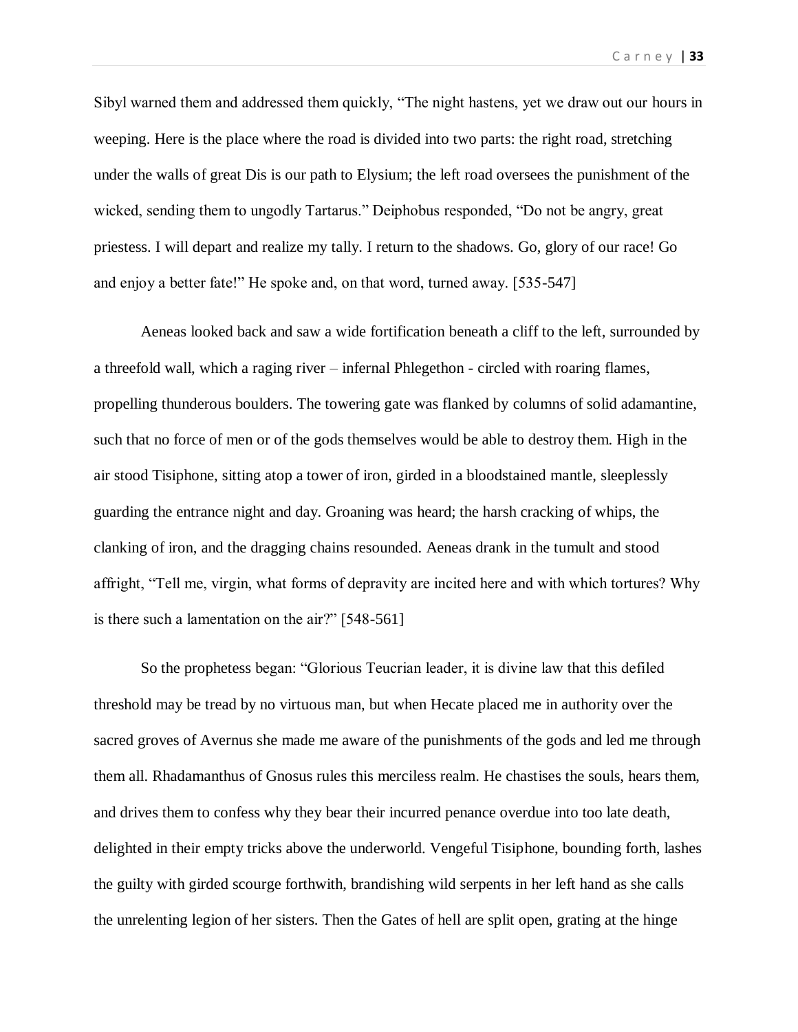Sibyl warned them and addressed them quickly, “The night hastens, yet we draw out our hours in weeping. Here is the place where the road is divided into two parts: the right road, stretching under the walls of great Dis is our path to Elysium; the left road oversees the punishment of the wicked, sending them to ungodly Tartarus.” Deiphobus responded, “Do not be angry, great priestess. I will depart and realize my tally. I return to the shadows. Go, glory of our race! Go and enjoy a better fate!” He spoke and, on that word, turned away. [535-547]

Aeneas looked back and saw a wide fortification beneath a cliff to the left, surrounded by a threefold wall, which a raging river – infernal Phlegethon - circled with roaring flames, propelling thunderous boulders. The towering gate was flanked by columns of solid adamantine, such that no force of men or of the gods themselves would be able to destroy them. High in the air stood Tisiphone, sitting atop a tower of iron, girded in a bloodstained mantle, sleeplessly guarding the entrance night and day. Groaning was heard; the harsh cracking of whips, the clanking of iron, and the dragging chains resounded. Aeneas drank in the tumult and stood affright, “Tell me, virgin, what forms of depravity are incited here and with which tortures? Why is there such a lamentation on the air?” [548-561]

So the prophetess began: “Glorious Teucrian leader, it is divine law that this defiled threshold may be tread by no virtuous man, but when Hecate placed me in authority over the sacred groves of Avernus she made me aware of the punishments of the gods and led me through them all. Rhadamanthus of Gnosus rules this merciless realm. He chastises the souls, hears them, and drives them to confess why they bear their incurred penance overdue into too late death, delighted in their empty tricks above the underworld. Vengeful Tisiphone, bounding forth, lashes the guilty with girded scourge forthwith, brandishing wild serpents in her left hand as she calls the unrelenting legion of her sisters. Then the Gates of hell are split open, grating at the hinge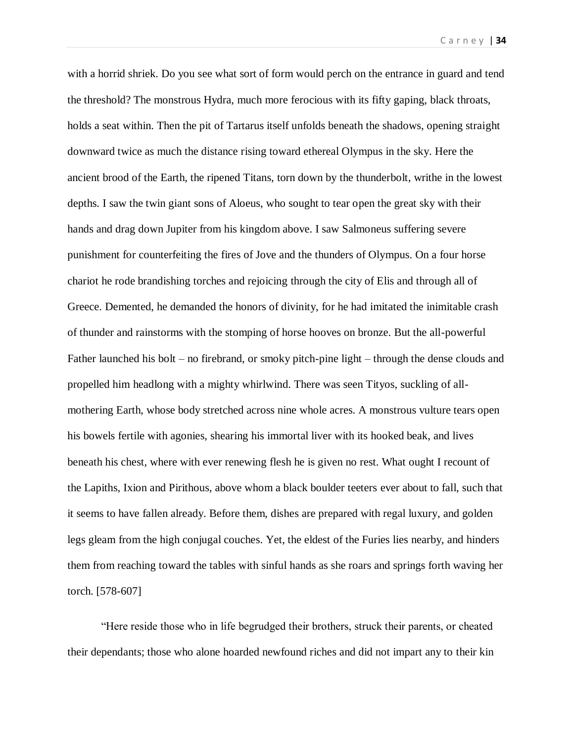with a horrid shriek. Do you see what sort of form would perch on the entrance in guard and tend the threshold? The monstrous Hydra, much more ferocious with its fifty gaping, black throats, holds a seat within. Then the pit of Tartarus itself unfolds beneath the shadows, opening straight downward twice as much the distance rising toward ethereal Olympus in the sky. Here the ancient brood of the Earth, the ripened Titans, torn down by the thunderbolt, writhe in the lowest depths. I saw the twin giant sons of Aloeus, who sought to tear open the great sky with their hands and drag down Jupiter from his kingdom above. I saw Salmoneus suffering severe punishment for counterfeiting the fires of Jove and the thunders of Olympus. On a four horse chariot he rode brandishing torches and rejoicing through the city of Elis and through all of Greece. Demented, he demanded the honors of divinity, for he had imitated the inimitable crash of thunder and rainstorms with the stomping of horse hooves on bronze. But the all-powerful Father launched his bolt – no firebrand, or smoky pitch-pine light – through the dense clouds and propelled him headlong with a mighty whirlwind. There was seen Tityos, suckling of all-mothering Earth, whose body stretched across nine whole acres. A monstrous vulture tears open his bowels fertile with agonies, shearing his immortal liver with its hooked beak, and lives beneath his chest, where with ever renewing flesh he is given no rest. What ought I recount of the Lapiths, Ixion and Pirithous, above whom a black boulder teeters ever about to fall, such that it seems to have fallen already. Before them, dishes are prepared with regal luxury, and golden legs gleam from the high conjugal couches. Yet, the eldest of the Furies lies nearby, and hinders them from reaching toward the tables with sinful hands as she roars and springs forth waving her torch. [578-607]

"Here reside those who in life begrudged their brothers, struck their parents, or cheated their dependants; those who alone hoarded newfound riches and did not impart any to their kin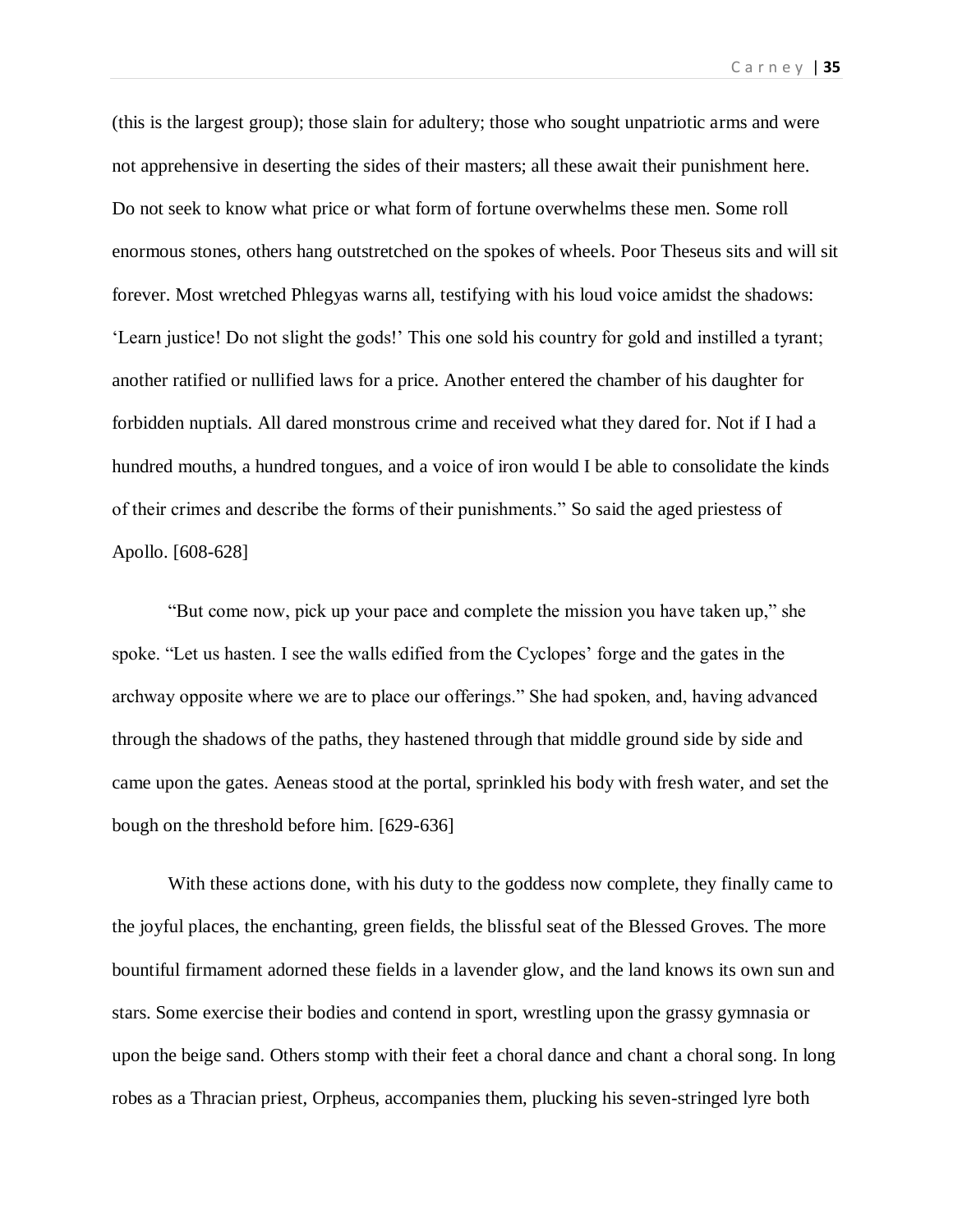(this is the largest group); those slain for adultery; those who sought unpatriotic arms and were not apprehensive in deserting the sides of their masters; all these await their punishment here. Do not seek to know what price or what form of fortune overwhelms these men. Some roll enormous stones, others hang outstretched on the spokes of wheels. Poor Theseus sits and will sit forever. Most wretched Phlegyas warns all, testifying with his loud voice amidst the shadows: 'Learn justice! Do not slight the gods!' This one sold his country for gold and instilled a tyrant; another ratified or nullified laws for a price. Another entered the chamber of his daughter for forbidden nuptials. All dared monstrous crime and received what they dared for. Not if I had a hundred mouths, a hundred tongues, and a voice of iron would I be able to consolidate the kinds of their crimes and describe the forms of their punishments." So said the aged priestess of Apollo. [608-628]

"But come now, pick up your pace and complete the mission you have taken up," she spoke. "Let us hasten. I see the walls edified from the Cyclopes' forge and the gates in the archway opposite where we are to place our offerings." She had spoken, and, having advanced through the shadows of the paths, they hastened through that middle ground side by side and came upon the gates. Aeneas stood at the portal, sprinkled his body with fresh water, and set the bough on the threshold before him. [629-636]

With these actions done, with his duty to the goddess now complete, they finally came to the joyful places, the enchanting, green fields, the blissful seat of the Blessed Groves. The more bountiful firmament adorned these fields in a lavender glow, and the land knows its own sun and stars. Some exercise their bodies and contend in sport, wrestling upon the grassy gymnasia or upon the beige sand. Others stomp with their feet a choral dance and chant a choral song. In long robes as a Thracian priest, Orpheus, accompanies them, plucking his seven-stringed lyre both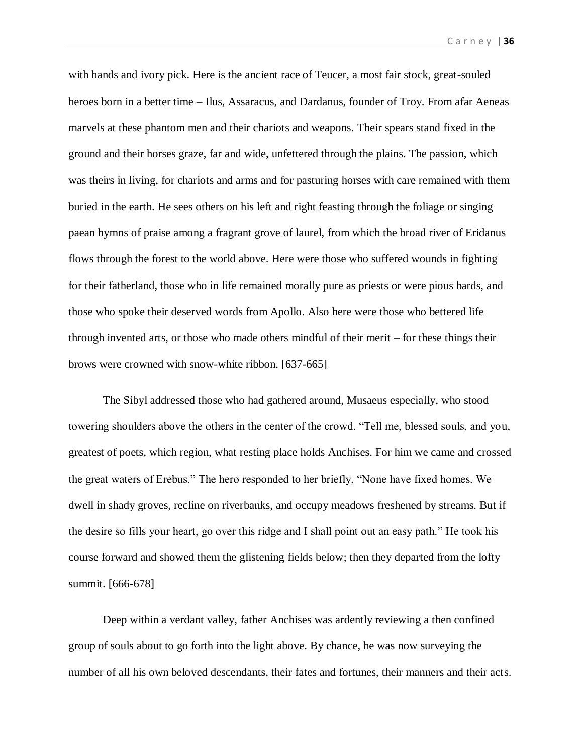with hands and ivory pick. Here is the ancient race of Teucer, a most fair stock, great-souled heroes born in a better time – Ilus, Assaracus, and Dardanus, founder of Troy. From afar Aeneas marvels at these phantom men and their chariots and weapons. Their spears stand fixed in the ground and their horses graze, far and wide, unfettered through the plains. The passion, which was theirs in living, for chariots and arms and for pasturing horses with care remained with them buried in the earth. He sees others on his left and right feasting through the foliage or singing paean hymns of praise among a fragrant grove of laurel, from which the broad river of Eridanus flows through the forest to the world above. Here were those who suffered wounds in fighting for their fatherland, those who in life remained morally pure as priests or were pious bards, and those who spoke their deserved words from Apollo. Also here were those who bettered life through invented arts, or those who made others mindful of their merit – for these things their brows were crowned with snow-white ribbon. [637-665]

The Sibyl addressed those who had gathered around, Musaeus especially, who stood towering shoulders above the others in the center of the crowd. "Tell me, blessed souls, and you, greatest of poets, which region, what resting place holds Anchises. For him we came and crossed the great waters of Erebus." The hero responded to her briefly, "None have fixed homes. We dwell in shady groves, recline on riverbanks, and occupy meadows freshened by streams. But if the desire so fills your heart, go over this ridge and I shall point out an easy path." He took his course forward and showed them the glistening fields below; then they departed from the lofty summit. [666-678]

Deep within a verdant valley, father Anchises was ardently reviewing a then confined group of souls about to go forth into the light above. By chance, he was now surveying the number of all his own beloved descendants, their fates and fortunes, their manners and their acts.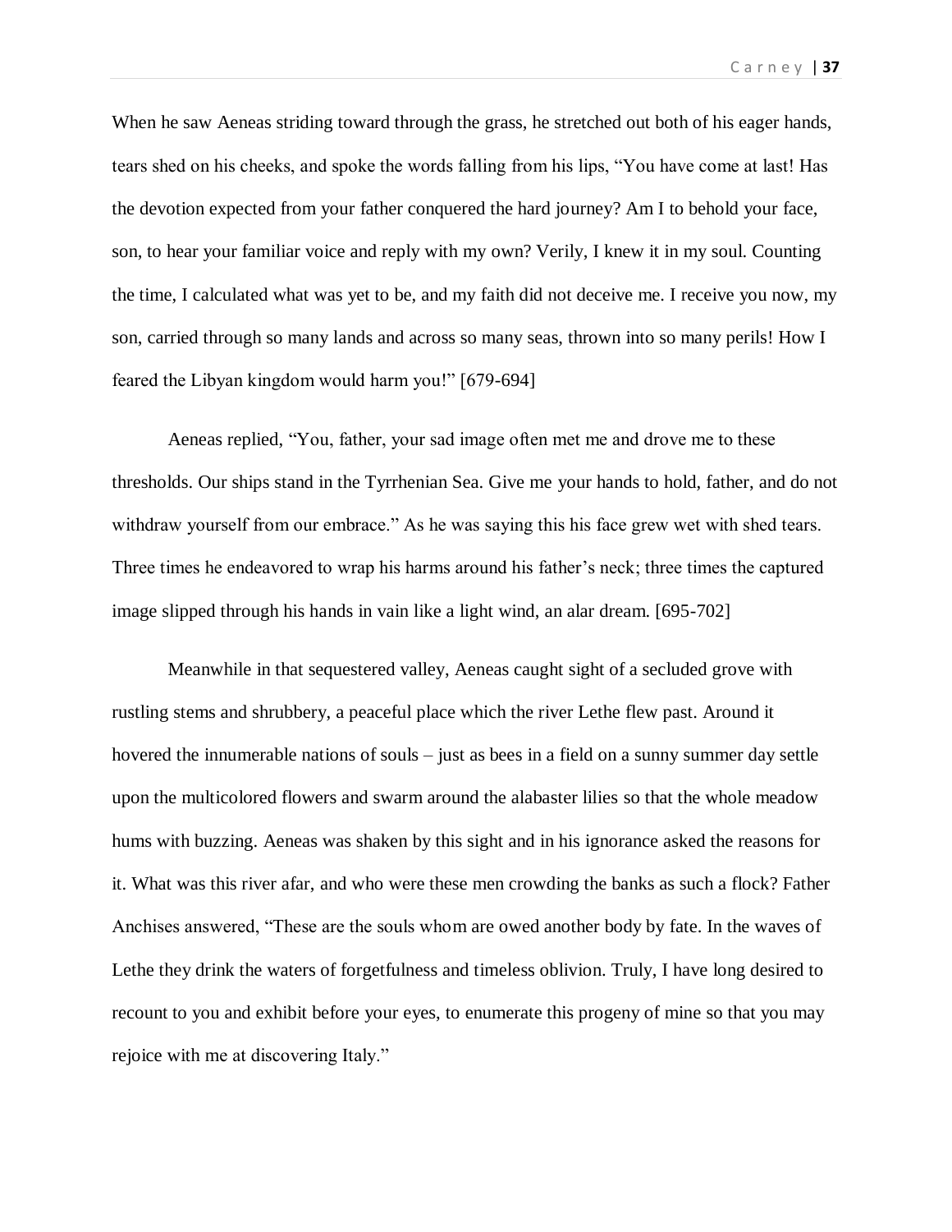When he saw Aeneas striding toward through the grass, he stretched out both of his eager hands, tears shed on his cheeks, and spoke the words falling from his lips, "You have come at last! Has the devotion expected from your father conquered the hard journey? Am I to behold your face, son, to hear your familiar voice and reply with my own? Verily, I knew it in my soul. Counting the time, I calculated what was yet to be, and my faith did not deceive me. I receive you now, my son, carried through so many lands and across so many seas, thrown into so many perils! How I feared the Libyan kingdom would harm you!" [679-694]

Aeneas replied, "You, father, your sad image often met me and drove me to these thresholds. Our ships stand in the Tyrrhenian Sea. Give me your hands to hold, father, and do not withdraw yourself from our embrace." As he was saying this his face grew wet with shed tears. Three times he endeavored to wrap his harms around his father's neck; three times the captured image slipped through his hands in vain like a light wind, an alar dream. [695-702]

Meanwhile in that sequestered valley, Aeneas caught sight of a secluded grove with rustling stems and shrubbery, a peaceful place which the river Lethe flew past. Around it hovered the innumerable nations of souls – just as bees in a field on a sunny summer day settle upon the multicolored flowers and swarm around the alabaster lilies so that the whole meadow hums with buzzing. Aeneas was shaken by this sight and in his ignorance asked the reasons for it. What was this river afar, and who were these men crowding the banks as such a flock? Father Anchises answered, "These are the souls whom are owed another body by fate. In the waves of Lethe they drink the waters of forgetfulness and timeless oblivion. Truly, I have long desired to recount to you and exhibit before your eyes, to enumerate this progeny of mine so that you may rejoice with me at discovering Italy."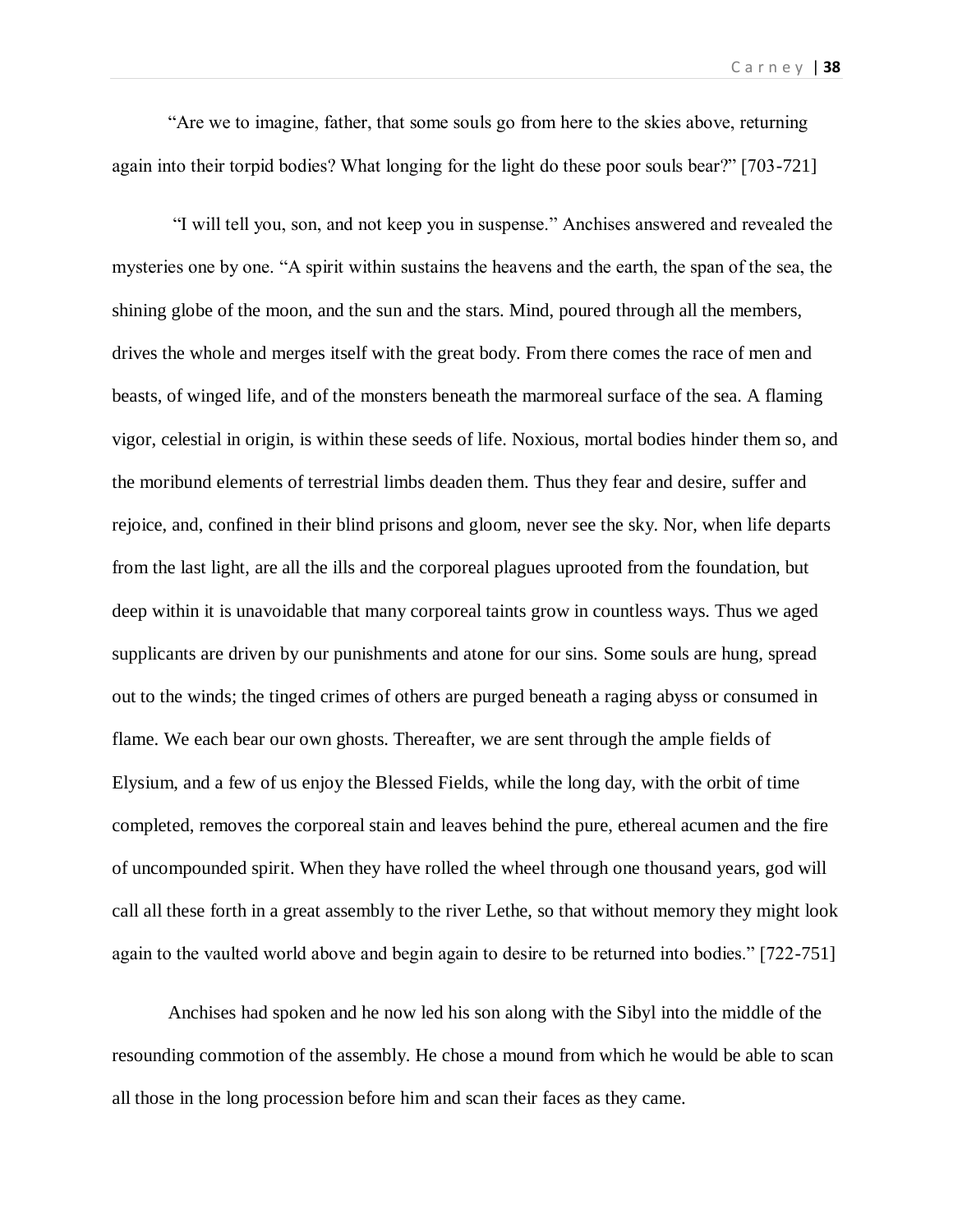"Are we to imagine, father, that some souls go from here to the skies above, returning again into their torpid bodies? What longing for the light do these poor souls bear?" [703-721]

"I will tell you, son, and not keep you in suspense." Anchises answered and revealed the mysteries one by one. "A spirit within sustains the heavens and the earth, the span of the sea, the shining globe of the moon, and the sun and the stars. Mind, poured through all the members, drives the whole and merges itself with the great body. From there comes the race of men and beasts, of winged life, and of the monsters beneath the marmoreal surface of the sea. A flaming vigor, celestial in origin, is within these seeds of life. Noxious, mortal bodies hinder them so, and the moribund elements of terrestrial limbs deaden them. Thus they fear and desire, suffer and rejoice, and, confined in their blind prisons and gloom, never see the sky. Nor, when life departs from the last light, are all the ills and the corporeal plagues uprooted from the foundation, but deep within it is unavoidable that many corporeal taints grow in countless ways. Thus we aged supplicants are driven by our punishments and atone for our sins. Some souls are hung, spread out to the winds; the tinged crimes of others are purged beneath a raging abyss or consumed in flame. We each bear our own ghosts. Thereafter, we are sent through the ample fields of Elysium, and a few of us enjoy the Blessed Fields, while the long day, with the orbit of time completed, removes the corporeal stain and leaves behind the pure, ethereal acumen and the fire of uncompounded spirit. When they have rolled the wheel through one thousand years, god will call all these forth in a great assembly to the river Lethe, so that without memory they might look again to the vaulted world above and begin again to desire to be returned into bodies." [722-751]

Anchises had spoken and he now led his son along with the Sibyl into the middle of the resounding commotion of the assembly. He chose a mound from which he would be able to scan all those in the long procession before him and scan their faces as they came.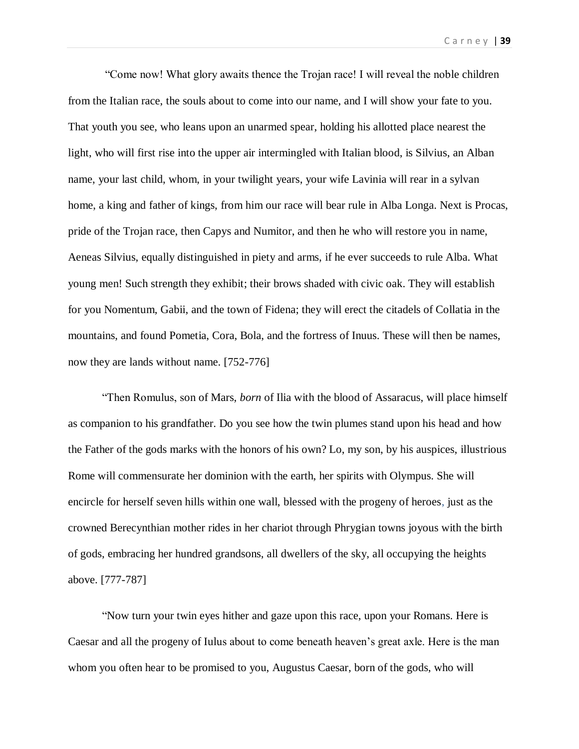"Come now! What glory awaits thence the Trojan race! I will reveal the noble children from the Italian race, the souls about to come into our name, and I will show your fate to you. That youth you see, who leans upon an unarmed spear, holding his allotted place nearest the light, who will first rise into the upper air intermingled with Italian blood, is Silvius, an Alban name, your last child, whom, in your twilight years, your wife Lavinia will rear in a sylvan home, a king and father of kings, from him our race will bear rule in Alba Longa. Next is Procas, pride of the Trojan race, then Capys and Numitor, and then he who will restore you in name, Aeneas Silvius, equally distinguished in piety and arms, if he ever succeeds to rule Alba. What young men! Such strength they exhibit; their brows shaded with civic oak. They will establish for you Nomentum, Gabii, and the town of Fidena; they will erect the citadels of Collatia in the mountains, and found Pometia, Cora, Bola, and the fortress of Inuus. These will then be names, now they are lands without name. [752-776]

"Then Romulus, son of Mars, *born* of Ilia with the blood of Assaracus, will place himself as companion to his grandfather. Do you see how the twin plumes stand upon his head and how the Father of the gods marks with the honors of his own? Lo, my son, by his auspices, illustrious Rome will commensurate her dominion with the earth, her spirits with Olympus. She will encircle for herself seven hills within one wall, blessed with the progeny of heroes, just as the crowned Berecynthian mother rides in her chariot through Phrygian towns joyous with the birth of gods, embracing her hundred grandsons, all dwellers of the sky, all occupying the heights above. [777-787]

"Now turn your twin eyes hither and gaze upon this race, upon your Romans. Here is Caesar and all the progeny of Iulus about to come beneath heaven's great axle. Here is the man whom you often hear to be promised to you, Augustus Caesar, born of the gods, who will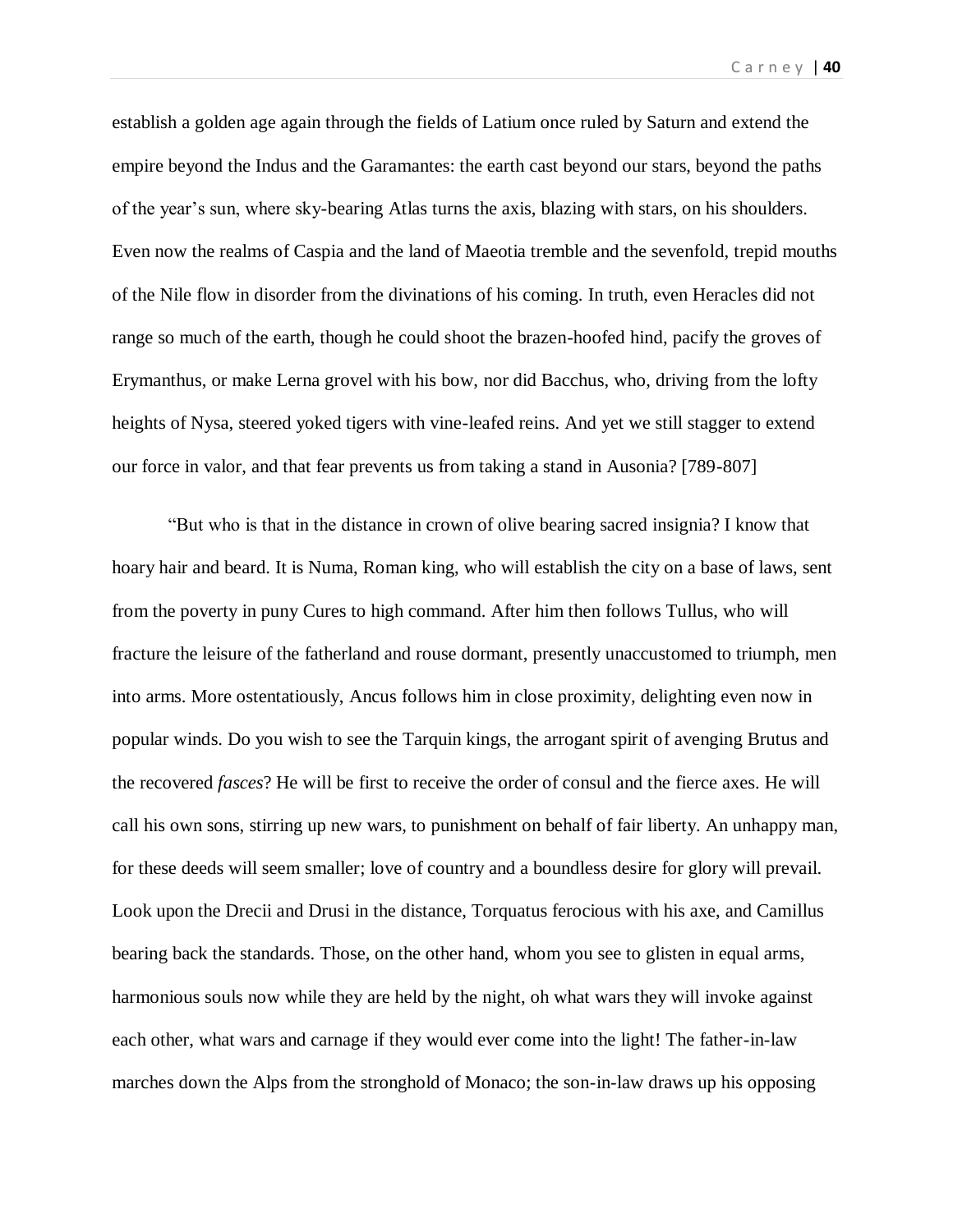establish a golden age again through the fields of Latium once ruled by Saturn and extend the empire beyond the Indus and the Garamantes: the earth cast beyond our stars, beyond the paths of the year's sun, where sky-bearing Atlas turns the axis, blazing with stars, on his shoulders. Even now the realms of Caspia and the land of Maeotia tremble and the sevenfold, trepid mouths of the Nile flow in disorder from the divinations of his coming. In truth, even Heracles did not range so much of the earth, though he could shoot the brazen-hoofed hind, pacify the groves of Erymanthus, or make Lerna grovel with his bow, nor did Bacchus, who, driving from the lofty heights of Nysa, steered yoked tigers with vine-leafed reins. And yet we still stagger to extend our force in valor, and that fear prevents us from taking a stand in Ausonia? [789-807]

"But who is that in the distance in crown of olive bearing sacred insignia? I know that hoary hair and beard. It is Numa, Roman king, who will establish the city on a base of laws, sent from the poverty in puny Cures to high command. After him then follows Tullus, who will fracture the leisure of the fatherland and rouse dormant, presently unaccustomed to triumph, men into arms. More ostentatiously, Ancus follows him in close proximity, delighting even now in popular winds. Do you wish to see the Tarquin kings, the arrogant spirit of avenging Brutus and the recovered *fasces*? He will be first to receive the order of consul and the fierce axes. He will call his own sons, stirring up new wars, to punishment on behalf of fair liberty. An unhappy man, for these deeds will seem smaller; love of country and a boundless desire for glory will prevail. Look upon the Drecii and Drusi in the distance, Torquatus ferocious with his axe, and Camillus bearing back the standards. Those, on the other hand, whom you see to glisten in equal arms, harmonious souls now while they are held by the night, oh what wars they will invoke against each other, what wars and carnage if they would ever come into the light! The father-in-law marches down the Alps from the stronghold of Monaco; the son-in-law draws up his opposing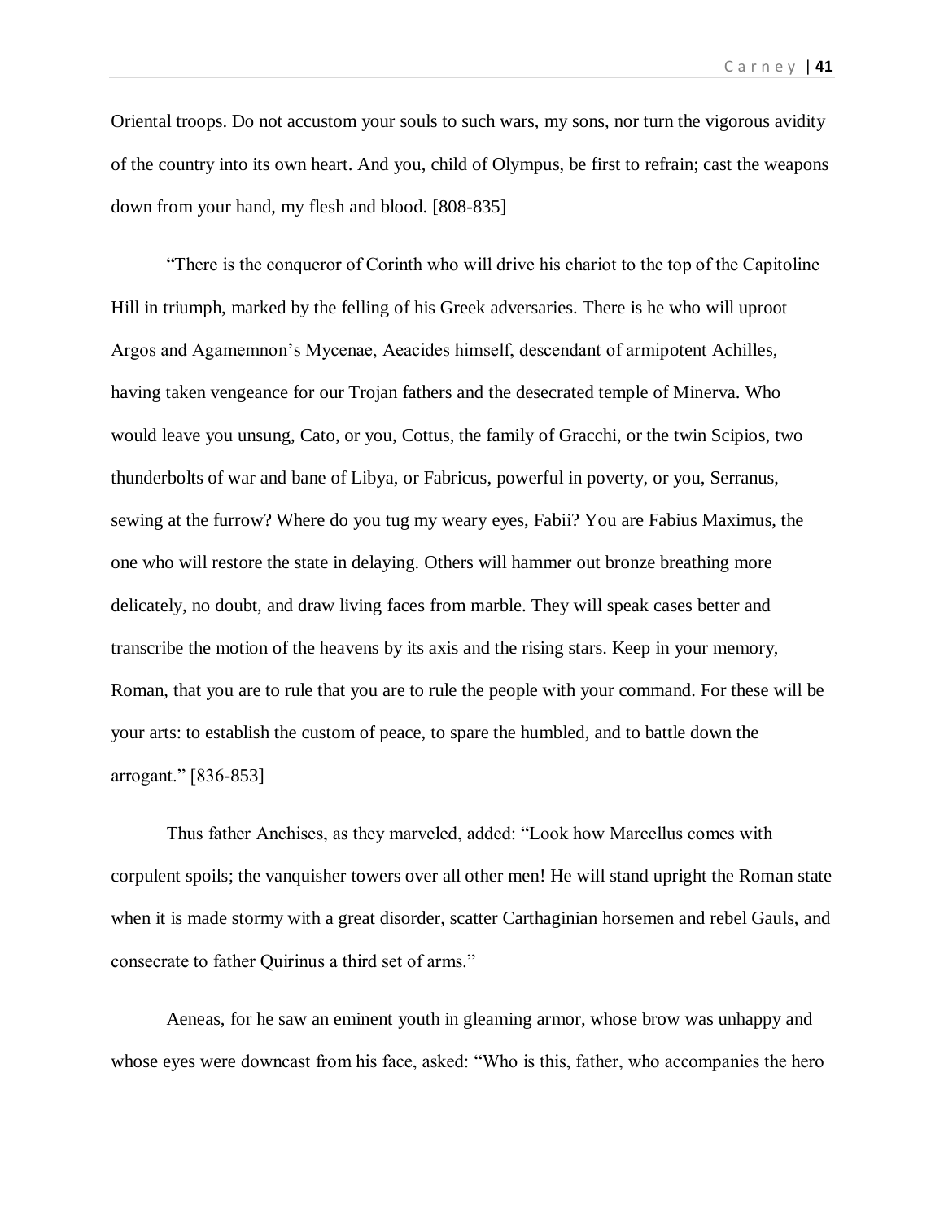Oriental troops. Do not accustom your souls to such wars, my sons, nor turn the vigorous avidity of the country into its own heart. And you, child of Olympus, be first to refrain; cast the weapons down from your hand, my flesh and blood. [808-835]

“There is the conqueror of Corinth who will drive his chariot to the top of the Capitoline Hill in triumph, marked by the felling of his Greek adversaries. There is he who will uproot Argos and Agamemnon’s Mycenae, Aeacides himself, descendant of armipotent Achilles, having taken vengeance for our Trojan fathers and the desecrated temple of Minerva. Who would leave you unsung, Cato, or you, Cottus, the family of Gracchi, or the twin Scipios, two thunderbolts of war and bane of Libya, or Fabricus, powerful in poverty, or you, Serranus, sewing at the furrow? Where do you tug my weary eyes, Fabii? You are Fabius Maximus, the one who will restore the state in delaying. Others will hammer out bronze breathing more delicately, no doubt, and draw living faces from marble. They will speak cases better and transcribe the motion of the heavens by its axis and the rising stars. Keep in your memory, Roman, that you are to rule that you are to rule the people with your command. For these will be your arts: to establish the custom of peace, to spare the humbled, and to battle down the arrogant.” [836-853]

Thus father Anchises, as they marveled, added: “Look how Marcellus comes with corpulent spoils; the vanquisher towers over all other men! He will stand upright the Roman state when it is made stormy with a great disorder, scatter Carthaginian horsemen and rebel Gauls, and consecrate to father Quirinus a third set of arms.”

Aeneas, for he saw an eminent youth in gleaming armor, whose brow was unhappy and whose eyes were downcast from his face, asked: “Who is this, father, who accompanies the hero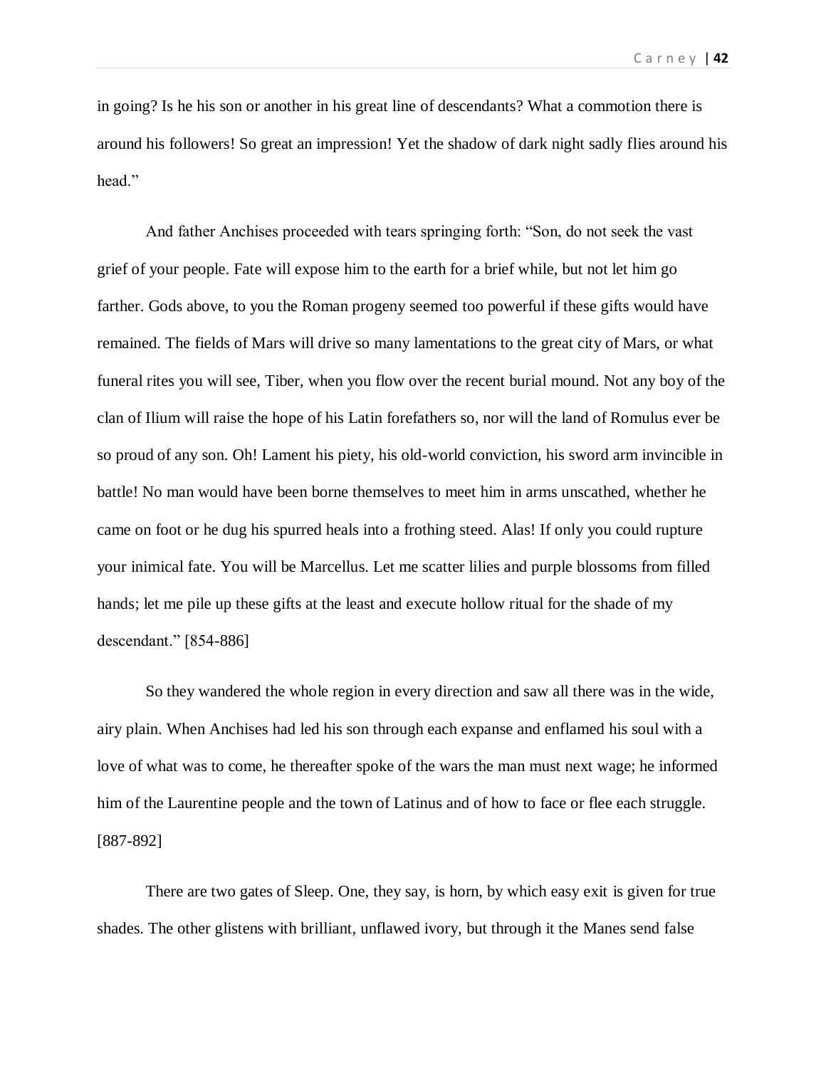in going? Is he his son or another in his great line of descendants? What a commotion there is around his followers! So great an impression! Yet the shadow of dark night sadly flies around his head."

And father Anchises proceeded with tears springing forth: "Son, do not seek the vast grief of your people. Fate will expose him to the earth for a brief while, but not let him go farther. Gods above, to you the Roman progeny seemed too powerful if these gifts would have remained. The fields of Mars will drive so many lamentations to the great city of Mars, or what funeral rites you will see, Tiber, when you flow over the recent burial mound. Not any boy of the clan of Ilium will raise the hope of his Latin forefathers so, nor will the land of Romulus ever be so proud of any son. Oh! Lament his piety, his old-world conviction, his sword arm invincible in battle! No man would have been borne themselves to meet him in arms unscathed, whether he came on foot or he dug his spurred heals into a frothing steed. Alas! If only you could rupture your inimical fate. You will be Marcellus. Let me scatter lilies and purple blossoms from filled hands; let me pile up these gifts at the least and execute hollow ritual for the shade of my descendant." [854-886]

So they wandered the whole region in every direction and saw all there was in the wide, airy plain. When Anchises had led his son through each expanse and enflamed his soul with a love of what was to come, he thereafter spoke of the wars the man must next wage; he informed him of the Laurentine people and the town of Latinus and of how to face or flee each struggle. [887-892]

There are two gates of Sleep. One, they say, is horn, by which easy exit is given for true shades. The other glistens with brilliant, unflawed ivory, but through it the Manes send false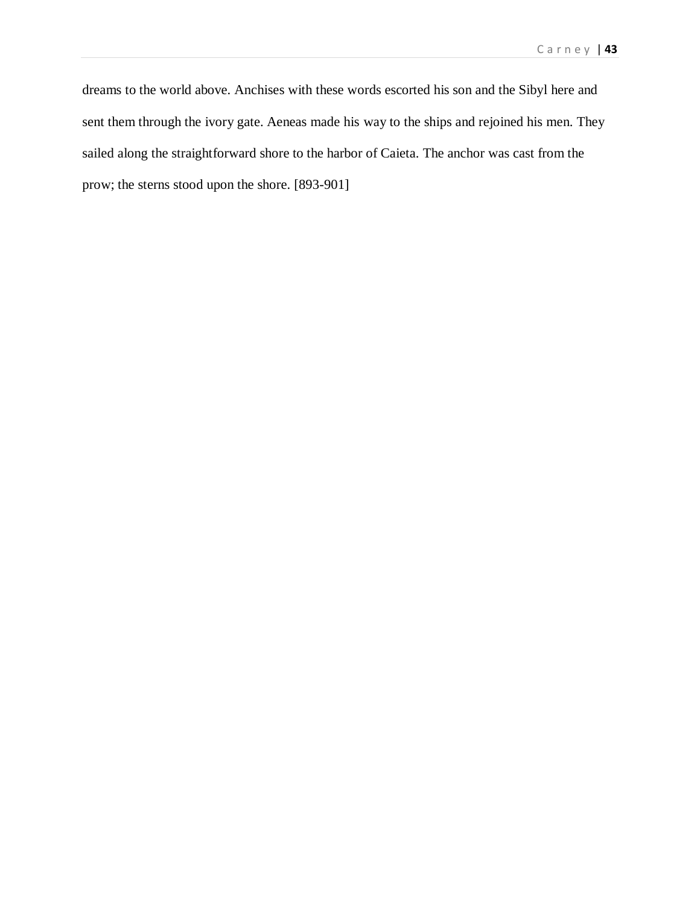dreams to the world above. Anchises with these words escorted his son and the Sibyl here and sent them through the ivory gate. Aeneas made his way to the ships and rejoined his men. They sailed along the straightforward shore to the harbor of Caieta. The anchor was cast from the prow; the sterns stood upon the shore. [893-901]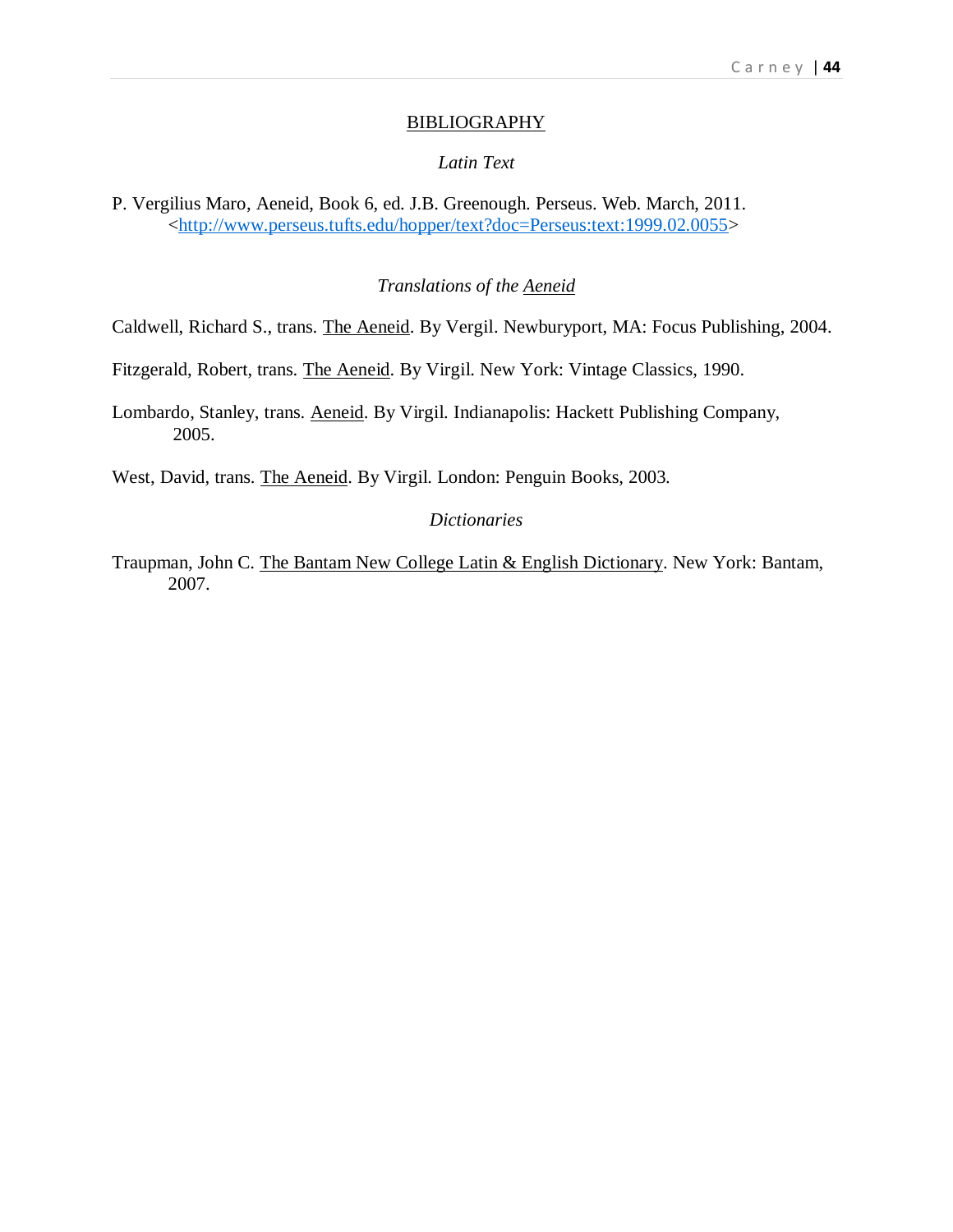# BIBLIOGRAPHY

## *Latin Text*

P. Vergilius Maro, Aeneid, Book 6, ed. J.B. Greenough. Perseus. Web. March, 2011. <http://www.perseus.tufts.edu/hopper/text?doc=Perseus:text:1999.02.0055>

## *Translations of the Aeneid*

Caldwell, Richard S., trans. The Aeneid. By Vergil. Newburyport, MA: Focus Publishing, 2004.

Fitzgerald, Robert, trans. The Aeneid. By Virgil. New York: Vintage Classics, 1990.

Lombardo, Stanley, trans. Aeneid. By Virgil. Indianapolis: Hackett Publishing Company, 2005.

West, David, trans. The Aeneid. By Virgil. London: Penguin Books, 2003.

## *Dictionaries*

Traupman, John C. The Bantam New College Latin & English Dictionary. New York: Bantam, 2007.